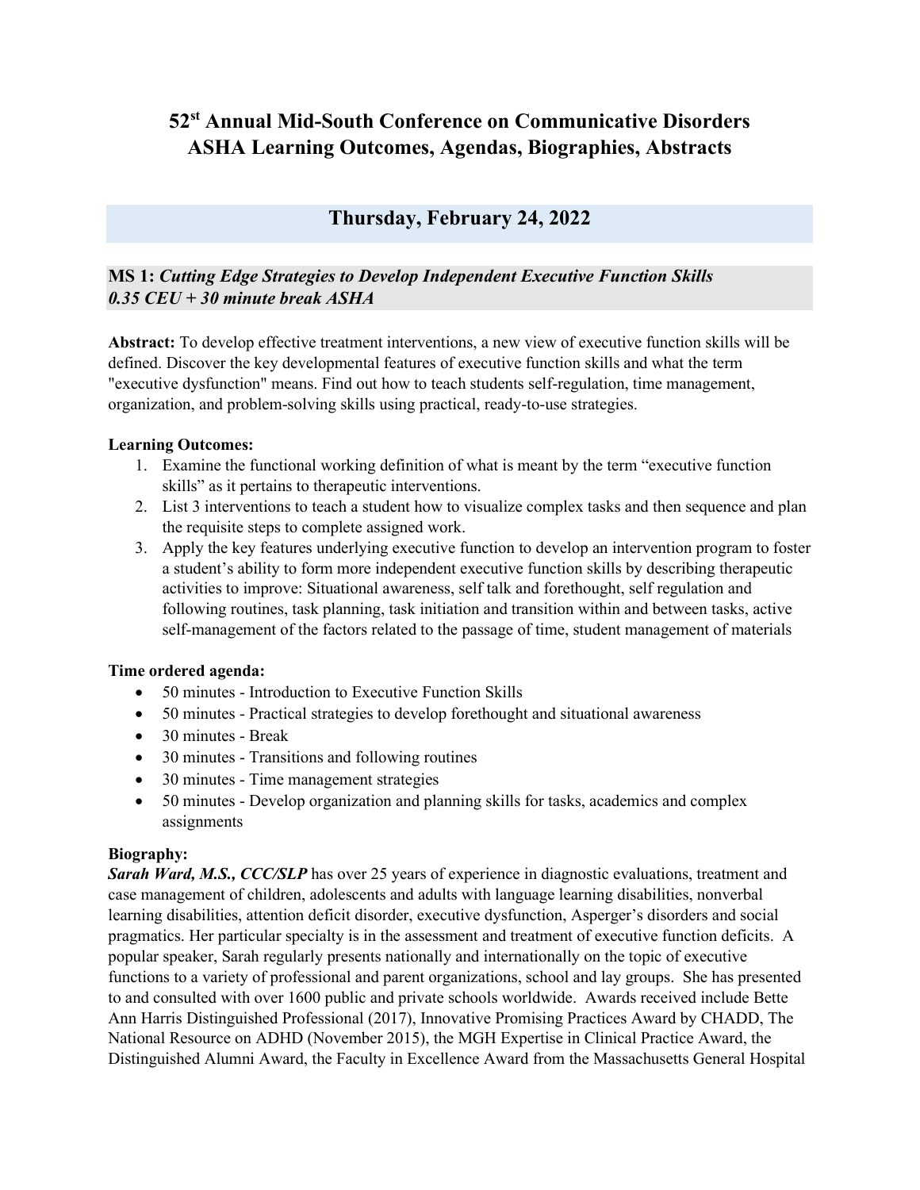# 52st Annual Mid-South Conference on Communicative Disorders
# ASHA Learning Outcomes, Agendas, Biographies, Abstracts

## Thursday, February 24, 2022

### MS 1: *Cutting Edge Strategies to Develop Independent Executive Function Skills*
### *0.35 CEU + 30 minute break ASHA*

**Abstract:** To develop effective treatment interventions, a new view of executive function skills will be defined. Discover the key developmental features of executive function skills and what the term "executive dysfunction" means. Find out how to teach students self-regulation, time management, organization, and problem-solving skills using practical, ready-to-use strategies.

**Learning Outcomes:**

1. Examine the functional working definition of what is meant by the term "executive function skills" as it pertains to therapeutic interventions.
2. List 3 interventions to teach a student how to visualize complex tasks and then sequence and plan the requisite steps to complete assigned work.
3. Apply the key features underlying executive function to develop an intervention program to foster a student's ability to form more independent executive function skills by describing therapeutic activities to improve: Situational awareness, self talk and forethought, self regulation and following routines, task planning, task initiation and transition within and between tasks, active self-management of the factors related to the passage of time, student management of materials

**Time ordered agenda:**

- 50 minutes - Introduction to Executive Function Skills
- 50 minutes - Practical strategies to develop forethought and situational awareness
- 30 minutes - Break
- 30 minutes - Transitions and following routines
- 30 minutes - Time management strategies
- 50 minutes - Develop organization and planning skills for tasks, academics and complex assignments

**Biography:**

***Sarah Ward, M.S., CCC/SLP*** has over 25 years of experience in diagnostic evaluations, treatment and case management of children, adolescents and adults with language learning disabilities, nonverbal learning disabilities, attention deficit disorder, executive dysfunction, Asperger's disorders and social pragmatics. Her particular specialty is in the assessment and treatment of executive function deficits. A popular speaker, Sarah regularly presents nationally and internationally on the topic of executive functions to a variety of professional and parent organizations, school and lay groups. She has presented to and consulted with over 1600 public and private schools worldwide. Awards received include Bette Ann Harris Distinguished Professional (2017), Innovative Promising Practices Award by CHADD, The National Resource on ADHD (November 2015), the MGH Expertise in Clinical Practice Award, the Distinguished Alumni Award, the Faculty in Excellence Award from the Massachusetts General Hospital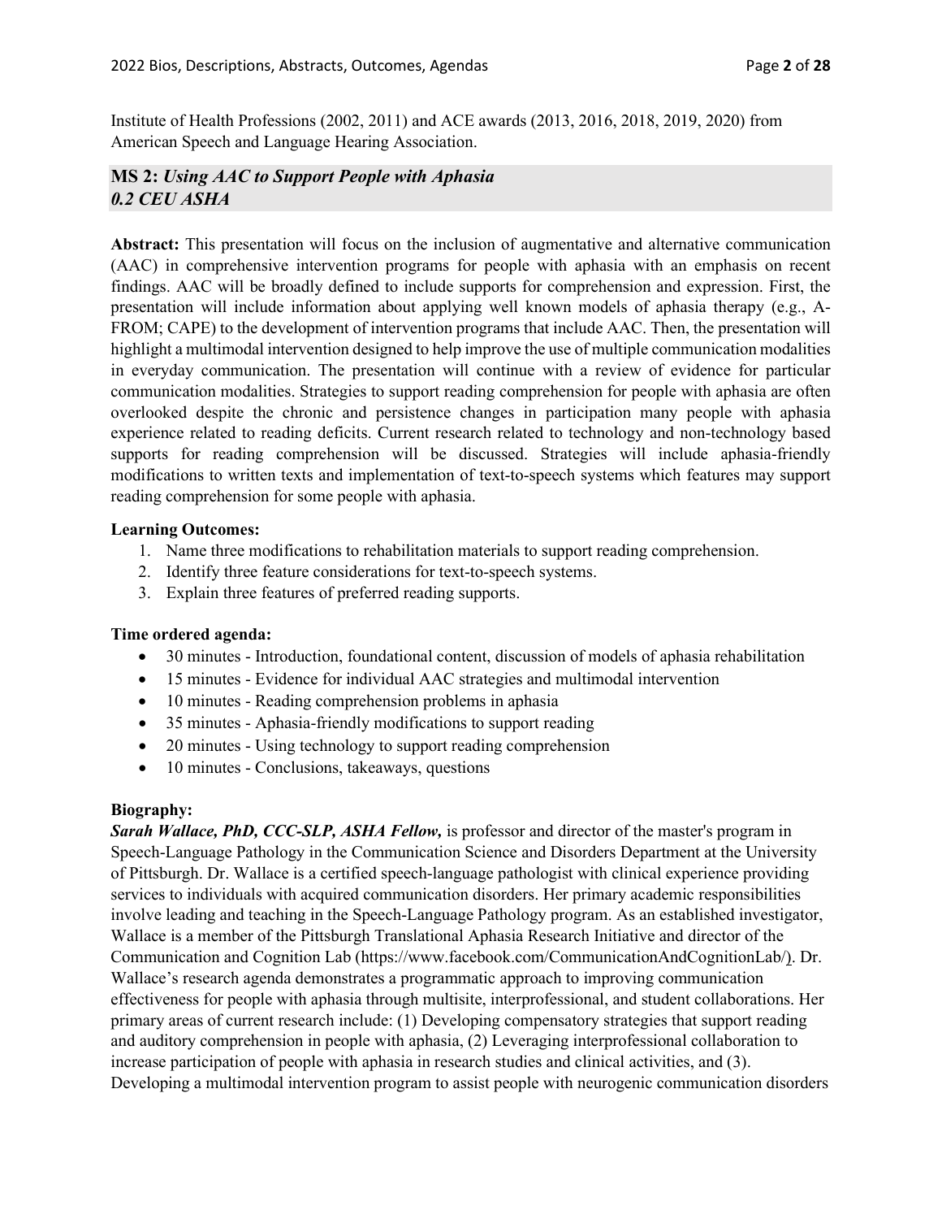Institute of Health Professions (2002, 2011) and ACE awards (2013, 2016, 2018, 2019, 2020) from American Speech and Language Hearing Association.

## MS 2: *Using AAC to Support People with Aphasia*
## *0.2 CEU ASHA*

**Abstract:** This presentation will focus on the inclusion of augmentative and alternative communication (AAC) in comprehensive intervention programs for people with aphasia with an emphasis on recent findings. AAC will be broadly defined to include supports for comprehension and expression. First, the presentation will include information about applying well known models of aphasia therapy (e.g., A-FROM; CAPE) to the development of intervention programs that include AAC. Then, the presentation will highlight a multimodal intervention designed to help improve the use of multiple communication modalities in everyday communication. The presentation will continue with a review of evidence for particular communication modalities. Strategies to support reading comprehension for people with aphasia are often overlooked despite the chronic and persistence changes in participation many people with aphasia experience related to reading deficits. Current research related to technology and non-technology based supports for reading comprehension will be discussed. Strategies will include aphasia-friendly modifications to written texts and implementation of text-to-speech systems which features may support reading comprehension for some people with aphasia.

**Learning Outcomes:**

1. Name three modifications to rehabilitation materials to support reading comprehension.
2. Identify three feature considerations for text-to-speech systems.
3. Explain three features of preferred reading supports.

**Time ordered agenda:**

- 30 minutes - Introduction, foundational content, discussion of models of aphasia rehabilitation
- 15 minutes - Evidence for individual AAC strategies and multimodal intervention
- 10 minutes - Reading comprehension problems in aphasia
- 35 minutes - Aphasia-friendly modifications to support reading
- 20 minutes - Using technology to support reading comprehension
- 10 minutes - Conclusions, takeaways, questions

**Biography:**

***Sarah Wallace, PhD, CCC-SLP, ASHA Fellow,*** is professor and director of the master's program in Speech-Language Pathology in the Communication Science and Disorders Department at the University of Pittsburgh. Dr. Wallace is a certified speech-language pathologist with clinical experience providing services to individuals with acquired communication disorders. Her primary academic responsibilities involve leading and teaching in the Speech-Language Pathology program. As an established investigator, Wallace is a member of the Pittsburgh Translational Aphasia Research Initiative and director of the Communication and Cognition Lab (https://www.facebook.com/CommunicationAndCognitionLab/). Dr. Wallace's research agenda demonstrates a programmatic approach to improving communication effectiveness for people with aphasia through multisite, interprofessional, and student collaborations. Her primary areas of current research include: (1) Developing compensatory strategies that support reading and auditory comprehension in people with aphasia, (2) Leveraging interprofessional collaboration to increase participation of people with aphasia in research studies and clinical activities, and (3). Developing a multimodal intervention program to assist people with neurogenic communication disorders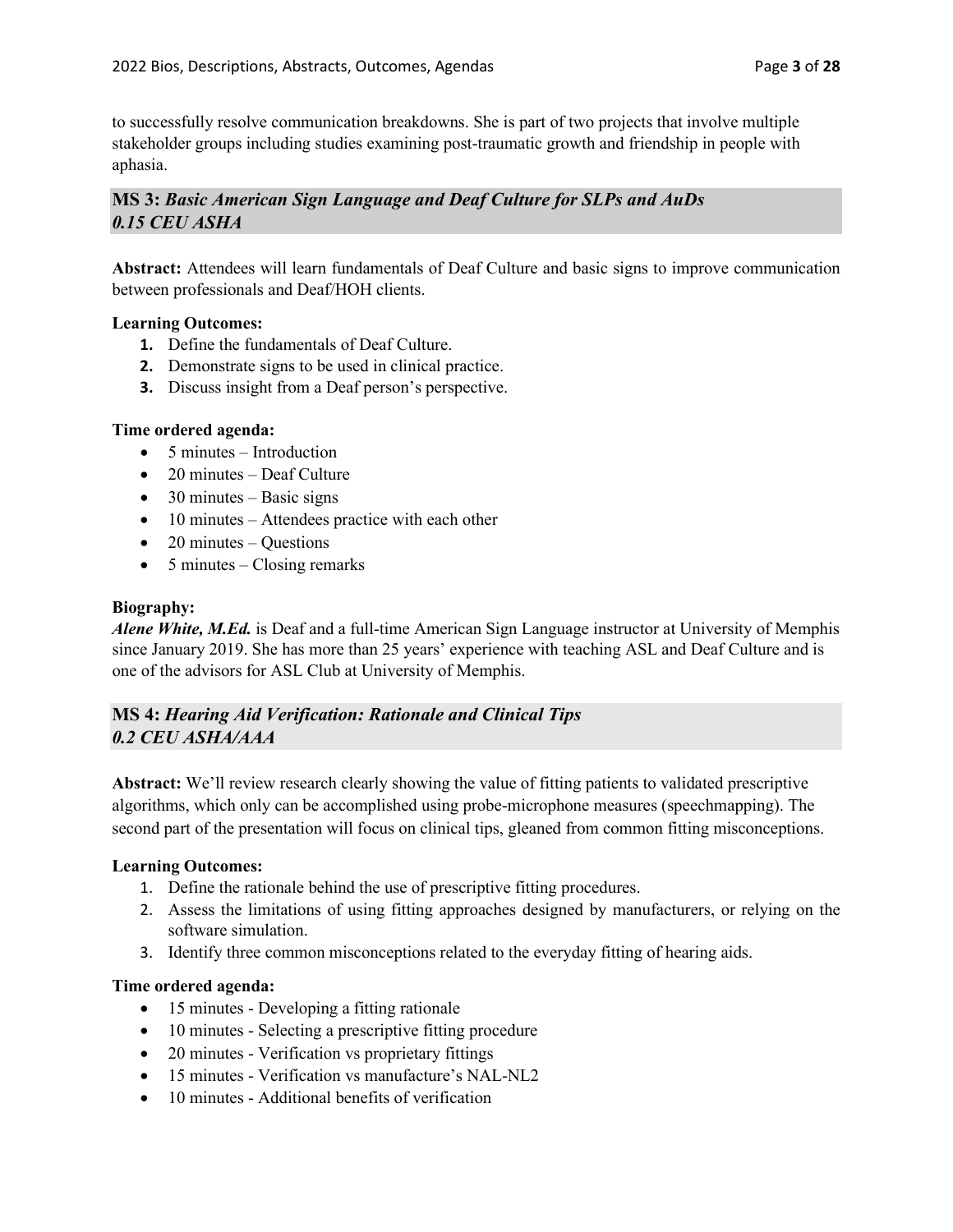to successfully resolve communication breakdowns. She is part of two projects that involve multiple stakeholder groups including studies examining post-traumatic growth and friendship in people with aphasia.

## MS 3: *Basic American Sign Language and Deaf Culture for SLPs and AuDs 0.15 CEU ASHA*

**Abstract:** Attendees will learn fundamentals of Deaf Culture and basic signs to improve communication between professionals and Deaf/HOH clients.

**Learning Outcomes:**

1. Define the fundamentals of Deaf Culture.
2. Demonstrate signs to be used in clinical practice.
3. Discuss insight from a Deaf person's perspective.

**Time ordered agenda:**

- 5 minutes – Introduction
- 20 minutes – Deaf Culture
- 30 minutes – Basic signs
- 10 minutes – Attendees practice with each other
- 20 minutes – Questions
- 5 minutes – Closing remarks

**Biography:**
***Alene White, M.Ed.*** is Deaf and a full-time American Sign Language instructor at University of Memphis since January 2019. She has more than 25 years' experience with teaching ASL and Deaf Culture and is one of the advisors for ASL Club at University of Memphis.

## MS 4: *Hearing Aid Verification: Rationale and Clinical Tips 0.2 CEU ASHA/AAA*

**Abstract:** We'll review research clearly showing the value of fitting patients to validated prescriptive algorithms, which only can be accomplished using probe-microphone measures (speechmapping). The second part of the presentation will focus on clinical tips, gleaned from common fitting misconceptions.

**Learning Outcomes:**

1. Define the rationale behind the use of prescriptive fitting procedures.
2. Assess the limitations of using fitting approaches designed by manufacturers, or relying on the software simulation.
3. Identify three common misconceptions related to the everyday fitting of hearing aids.

**Time ordered agenda:**

- 15 minutes - Developing a fitting rationale
- 10 minutes - Selecting a prescriptive fitting procedure
- 20 minutes - Verification vs proprietary fittings
- 15 minutes - Verification vs manufacture's NAL-NL2
- 10 minutes - Additional benefits of verification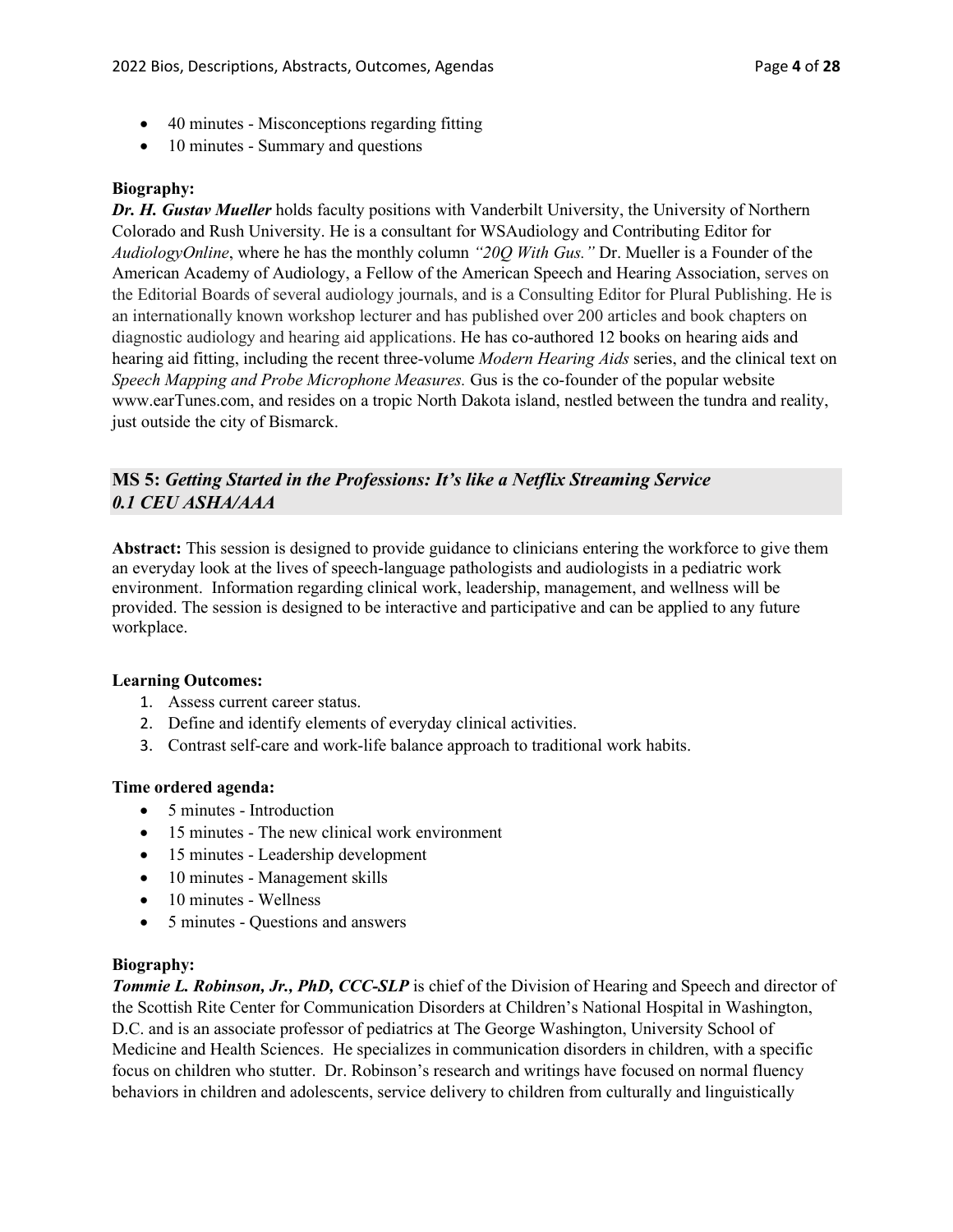- 40 minutes - Misconceptions regarding fitting
- 10 minutes - Summary and questions

**Biography:**

***Dr. H. Gustav Mueller*** holds faculty positions with Vanderbilt University, the University of Northern Colorado and Rush University. He is a consultant for WSAudiology and Contributing Editor for *AudiologyOnline*, where he has the monthly column *"20Q With Gus."* Dr. Mueller is a Founder of the American Academy of Audiology, a Fellow of the American Speech and Hearing Association, serves on the Editorial Boards of several audiology journals, and is a Consulting Editor for Plural Publishing. He is an internationally known workshop lecturer and has published over 200 articles and book chapters on diagnostic audiology and hearing aid applications. He has co-authored 12 books on hearing aids and hearing aid fitting, including the recent three-volume *Modern Hearing Aids* series, and the clinical text on *Speech Mapping and Probe Microphone Measures.* Gus is the co-founder of the popular website www.earTunes.com, and resides on a tropic North Dakota island, nestled between the tundra and reality, just outside the city of Bismarck.

## MS 5: *Getting Started in the Professions: It's like a Netflix Streaming Service 0.1 CEU ASHA/AAA*

**Abstract:** This session is designed to provide guidance to clinicians entering the workforce to give them an everyday look at the lives of speech-language pathologists and audiologists in a pediatric work environment. Information regarding clinical work, leadership, management, and wellness will be provided. The session is designed to be interactive and participative and can be applied to any future workplace.

**Learning Outcomes:**

1. Assess current career status.
2. Define and identify elements of everyday clinical activities.
3. Contrast self-care and work-life balance approach to traditional work habits.

**Time ordered agenda:**

- 5 minutes - Introduction
- 15 minutes - The new clinical work environment
- 15 minutes - Leadership development
- 10 minutes - Management skills
- 10 minutes - Wellness
- 5 minutes - Questions and answers

**Biography:**

***Tommie L. Robinson, Jr., PhD, CCC-SLP*** is chief of the Division of Hearing and Speech and director of the Scottish Rite Center for Communication Disorders at Children's National Hospital in Washington, D.C. and is an associate professor of pediatrics at The George Washington, University School of Medicine and Health Sciences. He specializes in communication disorders in children, with a specific focus on children who stutter. Dr. Robinson's research and writings have focused on normal fluency behaviors in children and adolescents, service delivery to children from culturally and linguistically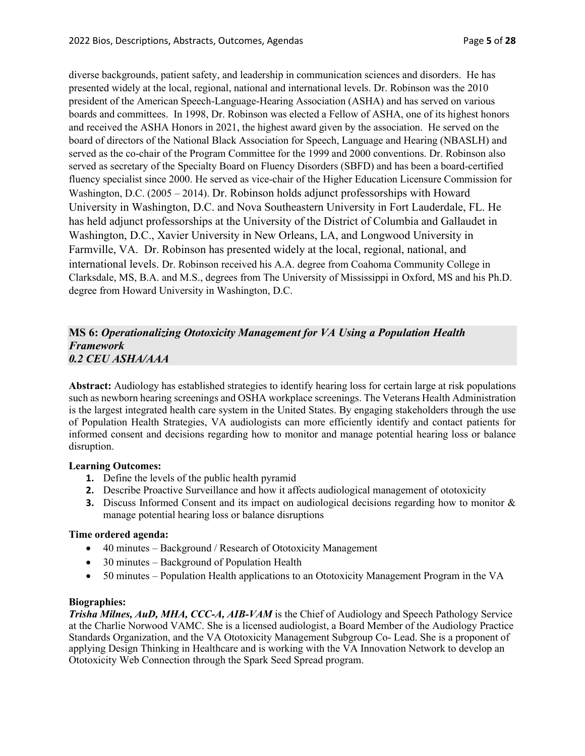diverse backgrounds, patient safety, and leadership in communication sciences and disorders. He has presented widely at the local, regional, national and international levels. Dr. Robinson was the 2010 president of the American Speech-Language-Hearing Association (ASHA) and has served on various boards and committees. In 1998, Dr. Robinson was elected a Fellow of ASHA, one of its highest honors and received the ASHA Honors in 2021, the highest award given by the association. He served on the board of directors of the National Black Association for Speech, Language and Hearing (NBASLH) and served as the co-chair of the Program Committee for the 1999 and 2000 conventions. Dr. Robinson also served as secretary of the Specialty Board on Fluency Disorders (SBFD) and has been a board-certified fluency specialist since 2000. He served as vice-chair of the Higher Education Licensure Commission for Washington, D.C. (2005 – 2014). Dr. Robinson holds adjunct professorships with Howard University in Washington, D.C. and Nova Southeastern University in Fort Lauderdale, FL. He has held adjunct professorships at the University of the District of Columbia and Gallaudet in Washington, D.C., Xavier University in New Orleans, LA, and Longwood University in Farmville, VA. Dr. Robinson has presented widely at the local, regional, national, and international levels. Dr. Robinson received his A.A. degree from Coahoma Community College in Clarksdale, MS, B.A. and M.S., degrees from The University of Mississippi in Oxford, MS and his Ph.D. degree from Howard University in Washington, D.C.

## MS 6: *Operationalizing Ototoxicity Management for VA Using a Population Health Framework*
## *0.2 CEU ASHA/AAA*

**Abstract:** Audiology has established strategies to identify hearing loss for certain large at risk populations such as newborn hearing screenings and OSHA workplace screenings. The Veterans Health Administration is the largest integrated health care system in the United States. By engaging stakeholders through the use of Population Health Strategies, VA audiologists can more efficiently identify and contact patients for informed consent and decisions regarding how to monitor and manage potential hearing loss or balance disruption.

**Learning Outcomes:**

1. Define the levels of the public health pyramid
2. Describe Proactive Surveillance and how it affects audiological management of ototoxicity
3. Discuss Informed Consent and its impact on audiological decisions regarding how to monitor & manage potential hearing loss or balance disruptions

**Time ordered agenda:**

- 40 minutes – Background / Research of Ototoxicity Management
- 30 minutes – Background of Population Health
- 50 minutes – Population Health applications to an Ototoxicity Management Program in the VA

**Biographies:**

***Trisha Milnes, AuD, MHA, CCC-A, AIB-VAM*** is the Chief of Audiology and Speech Pathology Service at the Charlie Norwood VAMC. She is a licensed audiologist, a Board Member of the Audiology Practice Standards Organization, and the VA Ototoxicity Management Subgroup Co- Lead. She is a proponent of applying Design Thinking in Healthcare and is working with the VA Innovation Network to develop an Ototoxicity Web Connection through the Spark Seed Spread program.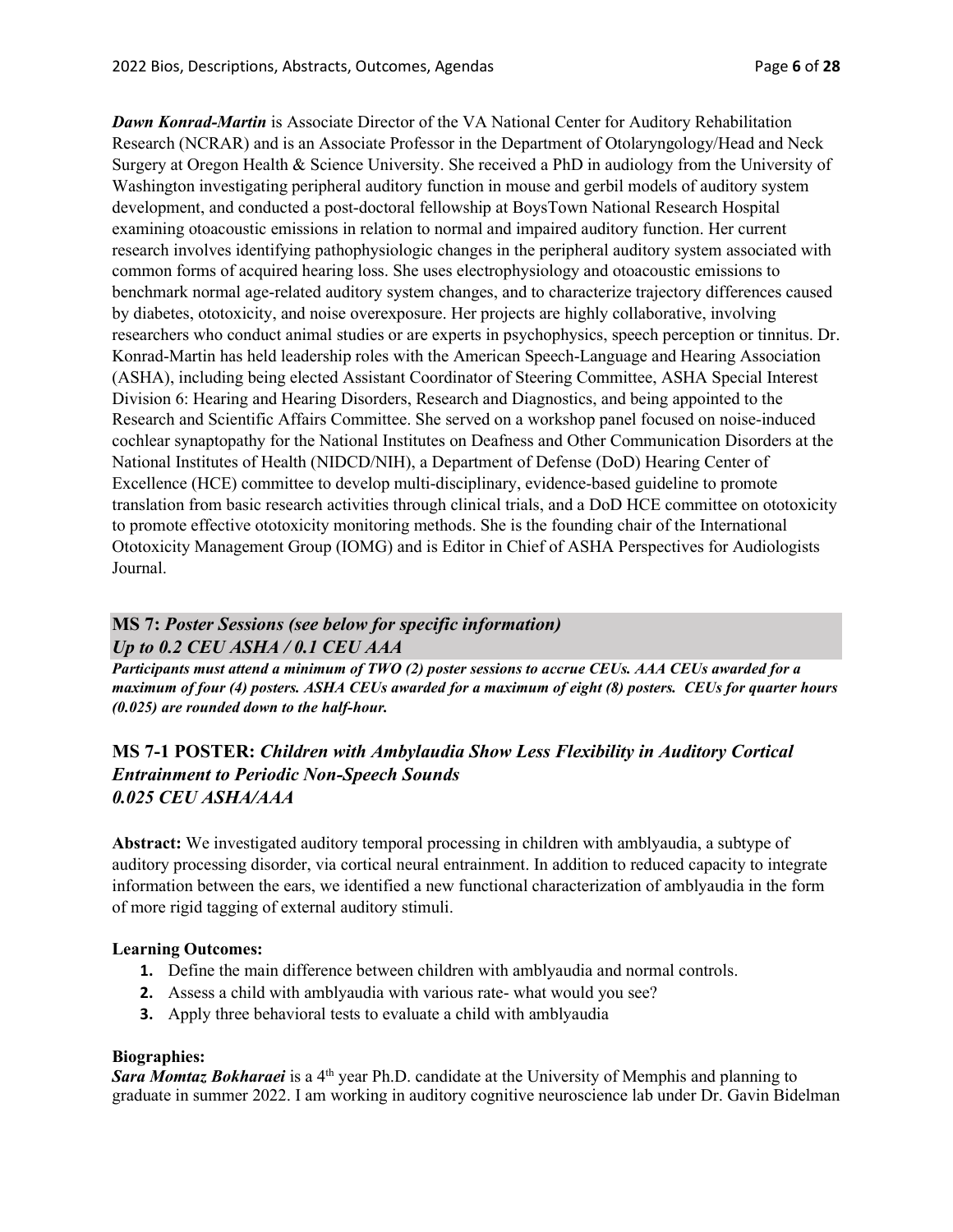***Dawn Konrad-Martin*** is Associate Director of the VA National Center for Auditory Rehabilitation Research (NCRAR) and is an Associate Professor in the Department of Otolaryngology/Head and Neck Surgery at Oregon Health & Science University. She received a PhD in audiology from the University of Washington investigating peripheral auditory function in mouse and gerbil models of auditory system development, and conducted a post-doctoral fellowship at BoysTown National Research Hospital examining otoacoustic emissions in relation to normal and impaired auditory function. Her current research involves identifying pathophysiologic changes in the peripheral auditory system associated with common forms of acquired hearing loss. She uses electrophysiology and otoacoustic emissions to benchmark normal age-related auditory system changes, and to characterize trajectory differences caused by diabetes, ototoxicity, and noise overexposure. Her projects are highly collaborative, involving researchers who conduct animal studies or are experts in psychophysics, speech perception or tinnitus. Dr. Konrad-Martin has held leadership roles with the American Speech-Language and Hearing Association (ASHA), including being elected Assistant Coordinator of Steering Committee, ASHA Special Interest Division 6: Hearing and Hearing Disorders, Research and Diagnostics, and being appointed to the Research and Scientific Affairs Committee. She served on a workshop panel focused on noise-induced cochlear synaptopathy for the National Institutes on Deafness and Other Communication Disorders at the National Institutes of Health (NIDCD/NIH), a Department of Defense (DoD) Hearing Center of Excellence (HCE) committee to develop multi-disciplinary, evidence-based guideline to promote translation from basic research activities through clinical trials, and a DoD HCE committee on ototoxicity to promote effective ototoxicity monitoring methods. She is the founding chair of the International Ototoxicity Management Group (IOMG) and is Editor in Chief of ASHA Perspectives for Audiologists Journal.

## MS 7: *Poster Sessions (see below for specific information)* *Up to 0.2 CEU ASHA / 0.1 CEU AAA*

***Participants must attend a minimum of TWO (2) poster sessions to accrue CEUs. AAA CEUs awarded for a maximum of four (4) posters. ASHA CEUs awarded for a maximum of eight (8) posters. CEUs for quarter hours (0.025) are rounded down to the half-hour.***

## MS 7-1 POSTER: *Children with Ambylaudia Show Less Flexibility in Auditory Cortical Entrainment to Periodic Non-Speech Sounds* *0.025 CEU ASHA/AAA*

**Abstract:** We investigated auditory temporal processing in children with amblyaudia, a subtype of auditory processing disorder, via cortical neural entrainment. In addition to reduced capacity to integrate information between the ears, we identified a new functional characterization of amblyaudia in the form of more rigid tagging of external auditory stimuli.

**Learning Outcomes:**

1. Define the main difference between children with amblyaudia and normal controls.
2. Assess a child with amblyaudia with various rate- what would you see?
3. Apply three behavioral tests to evaluate a child with amblyaudia

**Biographies:**

***Sara Momtaz Bokharaei*** is a 4th year Ph.D. candidate at the University of Memphis and planning to graduate in summer 2022. I am working in auditory cognitive neuroscience lab under Dr. Gavin Bidelman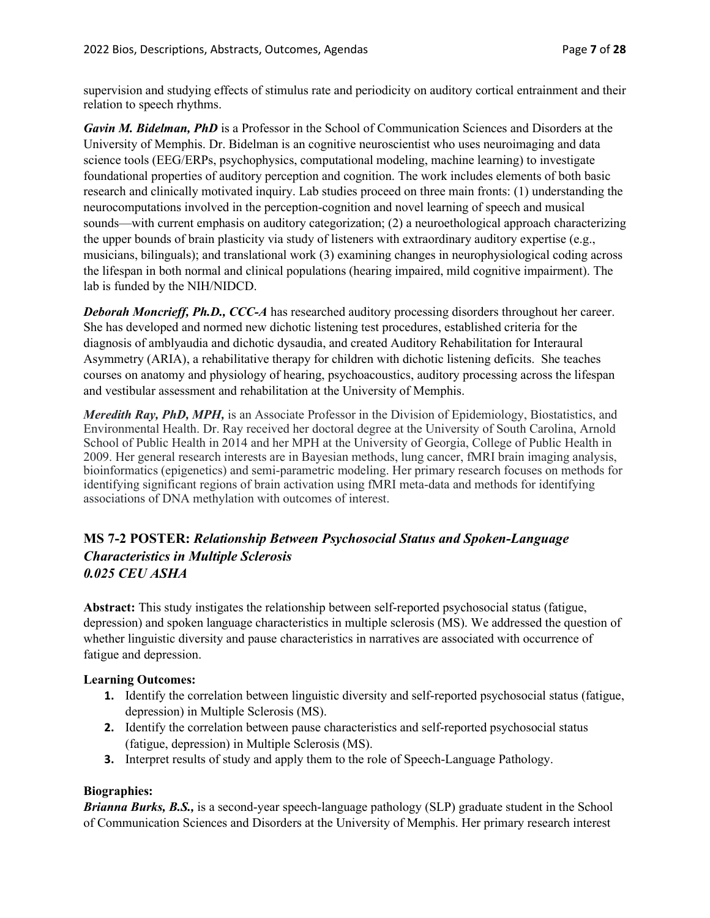supervision and studying effects of stimulus rate and periodicity on auditory cortical entrainment and their relation to speech rhythms.

***Gavin M. Bidelman, PhD*** is a Professor in the School of Communication Sciences and Disorders at the University of Memphis. Dr. Bidelman is an cognitive neuroscientist who uses neuroimaging and data science tools (EEG/ERPs, psychophysics, computational modeling, machine learning) to investigate foundational properties of auditory perception and cognition. The work includes elements of both basic research and clinically motivated inquiry. Lab studies proceed on three main fronts: (1) understanding the neurocomputations involved in the perception-cognition and novel learning of speech and musical sounds—with current emphasis on auditory categorization; (2) a neuroethological approach characterizing the upper bounds of brain plasticity via study of listeners with extraordinary auditory expertise (e.g., musicians, bilinguals); and translational work (3) examining changes in neurophysiological coding across the lifespan in both normal and clinical populations (hearing impaired, mild cognitive impairment). The lab is funded by the NIH/NIDCD.

***Deborah Moncrieff, Ph.D., CCC-A*** has researched auditory processing disorders throughout her career. She has developed and normed new dichotic listening test procedures, established criteria for the diagnosis of amblyaudia and dichotic dysaudia, and created Auditory Rehabilitation for Interaural Asymmetry (ARIA), a rehabilitative therapy for children with dichotic listening deficits. She teaches courses on anatomy and physiology of hearing, psychoacoustics, auditory processing across the lifespan and vestibular assessment and rehabilitation at the University of Memphis.

***Meredith Ray, PhD, MPH,*** is an Associate Professor in the Division of Epidemiology, Biostatistics, and Environmental Health. Dr. Ray received her doctoral degree at the University of South Carolina, Arnold School of Public Health in 2014 and her MPH at the University of Georgia, College of Public Health in 2009. Her general research interests are in Bayesian methods, lung cancer, fMRI brain imaging analysis, bioinformatics (epigenetics) and semi-parametric modeling. Her primary research focuses on methods for identifying significant regions of brain activation using fMRI meta-data and methods for identifying associations of DNA methylation with outcomes of interest.

## MS 7-2 POSTER: *Relationship Between Psychosocial Status and Spoken-Language Characteristics in Multiple Sclerosis* *0.025 CEU ASHA*

**Abstract:** This study instigates the relationship between self-reported psychosocial status (fatigue, depression) and spoken language characteristics in multiple sclerosis (MS). We addressed the question of whether linguistic diversity and pause characteristics in narratives are associated with occurrence of fatigue and depression.

**Learning Outcomes:**

1. Identify the correlation between linguistic diversity and self-reported psychosocial status (fatigue, depression) in Multiple Sclerosis (MS).
2. Identify the correlation between pause characteristics and self-reported psychosocial status (fatigue, depression) in Multiple Sclerosis (MS).
3. Interpret results of study and apply them to the role of Speech-Language Pathology.

**Biographies:**

***Brianna Burks, B.S.,*** is a second-year speech-language pathology (SLP) graduate student in the School of Communication Sciences and Disorders at the University of Memphis. Her primary research interest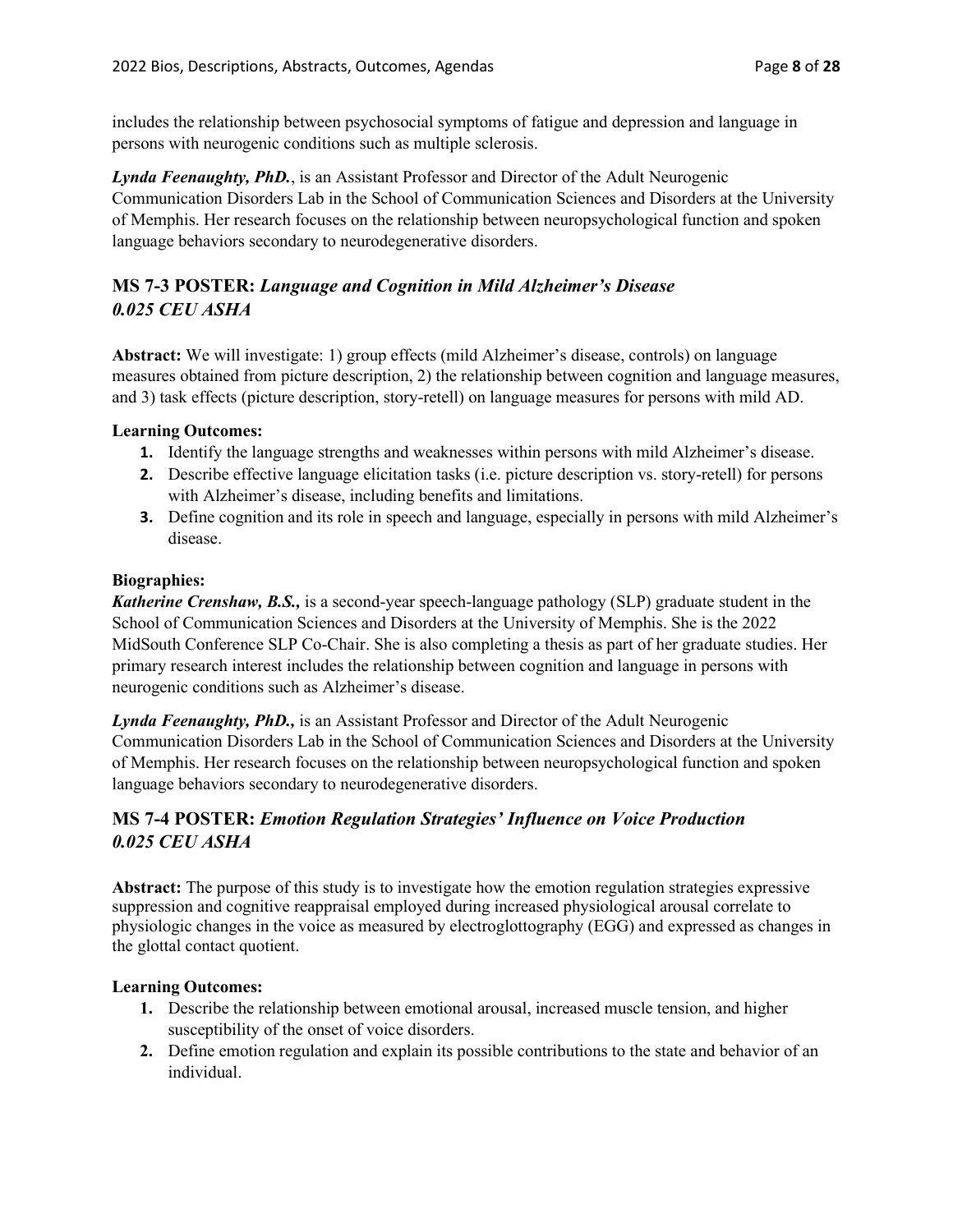includes the relationship between psychosocial symptoms of fatigue and depression and language in persons with neurogenic conditions such as multiple sclerosis.

***Lynda Feenaughty, PhD.***, is an Assistant Professor and Director of the Adult Neurogenic Communication Disorders Lab in the School of Communication Sciences and Disorders at the University of Memphis. Her research focuses on the relationship between neuropsychological function and spoken language behaviors secondary to neurodegenerative disorders.

## MS 7-3 POSTER: *Language and Cognition in Mild Alzheimer's Disease 0.025 CEU ASHA*

**Abstract:** We will investigate: 1) group effects (mild Alzheimer's disease, controls) on language measures obtained from picture description, 2) the relationship between cognition and language measures, and 3) task effects (picture description, story-retell) on language measures for persons with mild AD.

**Learning Outcomes:**

1. Identify the language strengths and weaknesses within persons with mild Alzheimer's disease.
2. Describe effective language elicitation tasks (i.e. picture description vs. story-retell) for persons with Alzheimer's disease, including benefits and limitations.
3. Define cognition and its role in speech and language, especially in persons with mild Alzheimer's disease.

**Biographies:**

***Katherine Crenshaw, B.S.***, is a second-year speech-language pathology (SLP) graduate student in the School of Communication Sciences and Disorders at the University of Memphis. She is the 2022 MidSouth Conference SLP Co-Chair. She is also completing a thesis as part of her graduate studies. Her primary research interest includes the relationship between cognition and language in persons with neurogenic conditions such as Alzheimer's disease.

***Lynda Feenaughty, PhD.***, is an Assistant Professor and Director of the Adult Neurogenic Communication Disorders Lab in the School of Communication Sciences and Disorders at the University of Memphis. Her research focuses on the relationship between neuropsychological function and spoken language behaviors secondary to neurodegenerative disorders.

## MS 7-4 POSTER: *Emotion Regulation Strategies' Influence on Voice Production 0.025 CEU ASHA*

**Abstract:** The purpose of this study is to investigate how the emotion regulation strategies expressive suppression and cognitive reappraisal employed during increased physiological arousal correlate to physiologic changes in the voice as measured by electroglottography (EGG) and expressed as changes in the glottal contact quotient.

**Learning Outcomes:**

1. Describe the relationship between emotional arousal, increased muscle tension, and higher susceptibility of the onset of voice disorders.
2. Define emotion regulation and explain its possible contributions to the state and behavior of an individual.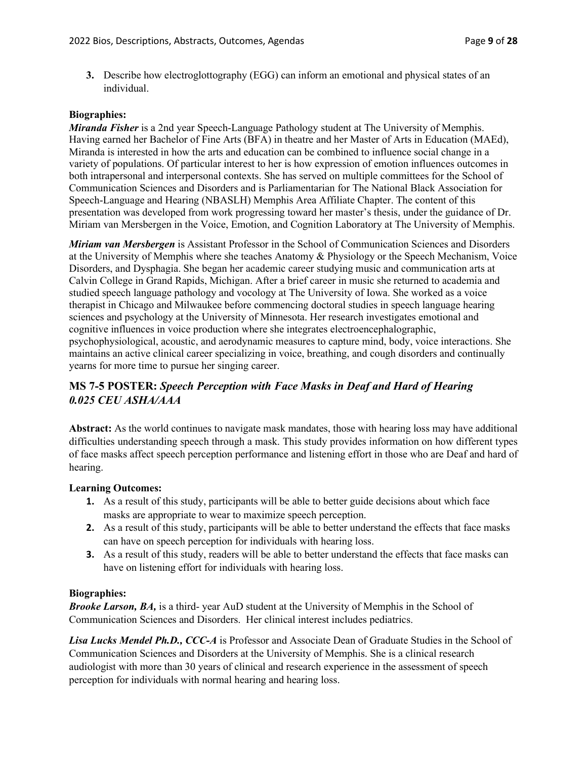3. Describe how electroglottography (EGG) can inform an emotional and physical states of an individual.

**Biographies:**

***Miranda Fisher*** is a 2nd year Speech-Language Pathology student at The University of Memphis. Having earned her Bachelor of Fine Arts (BFA) in theatre and her Master of Arts in Education (MAEd), Miranda is interested in how the arts and education can be combined to influence social change in a variety of populations. Of particular interest to her is how expression of emotion influences outcomes in both intrapersonal and interpersonal contexts. She has served on multiple committees for the School of Communication Sciences and Disorders and is Parliamentarian for The National Black Association for Speech-Language and Hearing (NBASLH) Memphis Area Affiliate Chapter. The content of this presentation was developed from work progressing toward her master's thesis, under the guidance of Dr. Miriam van Mersbergen in the Voice, Emotion, and Cognition Laboratory at The University of Memphis.

***Miriam van Mersbergen*** is Assistant Professor in the School of Communication Sciences and Disorders at the University of Memphis where she teaches Anatomy & Physiology or the Speech Mechanism, Voice Disorders, and Dysphagia. She began her academic career studying music and communication arts at Calvin College in Grand Rapids, Michigan. After a brief career in music she returned to academia and studied speech language pathology and vocology at The University of Iowa. She worked as a voice therapist in Chicago and Milwaukee before commencing doctoral studies in speech language hearing sciences and psychology at the University of Minnesota. Her research investigates emotional and cognitive influences in voice production where she integrates electroencephalographic, psychophysiological, acoustic, and aerodynamic measures to capture mind, body, voice interactions. She maintains an active clinical career specializing in voice, breathing, and cough disorders and continually yearns for more time to pursue her singing career.

## MS 7-5 POSTER: *Speech Perception with Face Masks in Deaf and Hard of Hearing 0.025 CEU ASHA/AAA*

**Abstract:** As the world continues to navigate mask mandates, those with hearing loss may have additional difficulties understanding speech through a mask. This study provides information on how different types of face masks affect speech perception performance and listening effort in those who are Deaf and hard of hearing.

**Learning Outcomes:**

1. As a result of this study, participants will be able to better guide decisions about which face masks are appropriate to wear to maximize speech perception.
2. As a result of this study, participants will be able to better understand the effects that face masks can have on speech perception for individuals with hearing loss.
3. As a result of this study, readers will be able to better understand the effects that face masks can have on listening effort for individuals with hearing loss.

**Biographies:**

***Brooke Larson, BA,*** is a third- year AuD student at the University of Memphis in the School of Communication Sciences and Disorders. Her clinical interest includes pediatrics.

***Lisa Lucks Mendel Ph.D., CCC-A*** is Professor and Associate Dean of Graduate Studies in the School of Communication Sciences and Disorders at the University of Memphis. She is a clinical research audiologist with more than 30 years of clinical and research experience in the assessment of speech perception for individuals with normal hearing and hearing loss.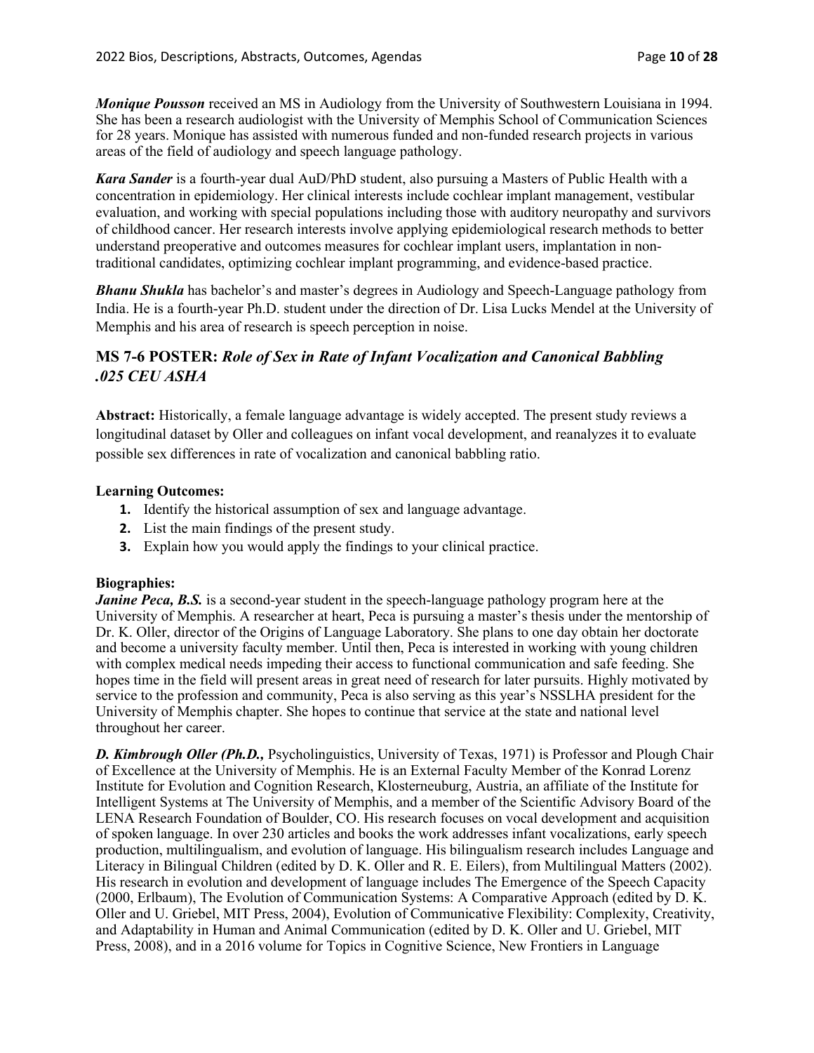***Monique Pousson*** received an MS in Audiology from the University of Southwestern Louisiana in 1994. She has been a research audiologist with the University of Memphis School of Communication Sciences for 28 years. Monique has assisted with numerous funded and non-funded research projects in various areas of the field of audiology and speech language pathology.

***Kara Sander*** is a fourth-year dual AuD/PhD student, also pursuing a Masters of Public Health with a concentration in epidemiology. Her clinical interests include cochlear implant management, vestibular evaluation, and working with special populations including those with auditory neuropathy and survivors of childhood cancer. Her research interests involve applying epidemiological research methods to better understand preoperative and outcomes measures for cochlear implant users, implantation in non-traditional candidates, optimizing cochlear implant programming, and evidence-based practice.

***Bhanu Shukla*** has bachelor's and master's degrees in Audiology and Speech-Language pathology from India. He is a fourth-year Ph.D. student under the direction of Dr. Lisa Lucks Mendel at the University of Memphis and his area of research is speech perception in noise.

## MS 7-6 POSTER: *Role of Sex in Rate of Infant Vocalization and Canonical Babbling .025 CEU ASHA*

**Abstract:** Historically, a female language advantage is widely accepted. The present study reviews a longitudinal dataset by Oller and colleagues on infant vocal development, and reanalyzes it to evaluate possible sex differences in rate of vocalization and canonical babbling ratio.

**Learning Outcomes:**

1. Identify the historical assumption of sex and language advantage.
2. List the main findings of the present study.
3. Explain how you would apply the findings to your clinical practice.

**Biographies:**

***Janine Peca, B.S.*** is a second-year student in the speech-language pathology program here at the University of Memphis. A researcher at heart, Peca is pursuing a master's thesis under the mentorship of Dr. K. Oller, director of the Origins of Language Laboratory. She plans to one day obtain her doctorate and become a university faculty member. Until then, Peca is interested in working with young children with complex medical needs impeding their access to functional communication and safe feeding. She hopes time in the field will present areas in great need of research for later pursuits. Highly motivated by service to the profession and community, Peca is also serving as this year's NSSLHA president for the University of Memphis chapter. She hopes to continue that service at the state and national level throughout her career.

***D. Kimbrough Oller (Ph.D.,*** Psycholinguistics, University of Texas, 1971) is Professor and Plough Chair of Excellence at the University of Memphis. He is an External Faculty Member of the Konrad Lorenz Institute for Evolution and Cognition Research, Klosterneuburg, Austria, an affiliate of the Institute for Intelligent Systems at The University of Memphis, and a member of the Scientific Advisory Board of the LENA Research Foundation of Boulder, CO. His research focuses on vocal development and acquisition of spoken language. In over 230 articles and books the work addresses infant vocalizations, early speech production, multilingualism, and evolution of language. His bilingualism research includes Language and Literacy in Bilingual Children (edited by D. K. Oller and R. E. Eilers), from Multilingual Matters (2002). His research in evolution and development of language includes The Emergence of the Speech Capacity (2000, Erlbaum), The Evolution of Communication Systems: A Comparative Approach (edited by D. K. Oller and U. Griebel, MIT Press, 2004), Evolution of Communicative Flexibility: Complexity, Creativity, and Adaptability in Human and Animal Communication (edited by D. K. Oller and U. Griebel, MIT Press, 2008), and in a 2016 volume for Topics in Cognitive Science, New Frontiers in Language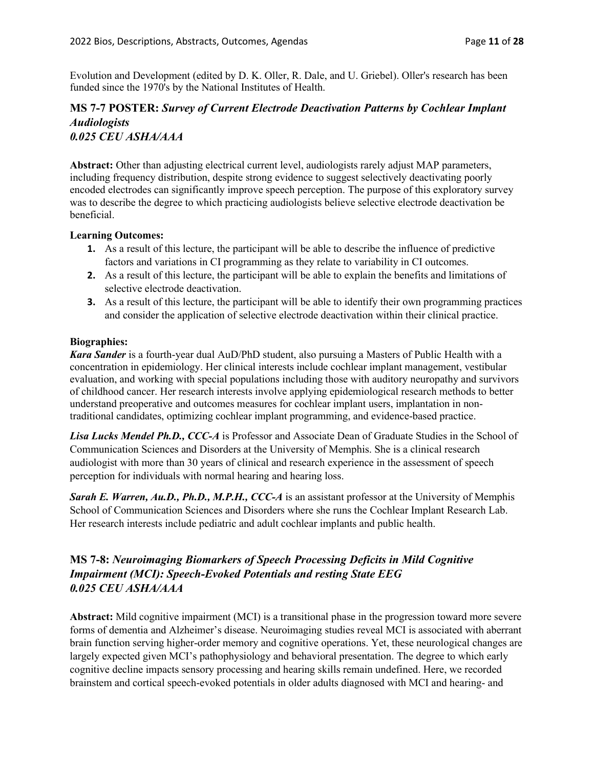Evolution and Development (edited by D. K. Oller, R. Dale, and U. Griebel). Oller's research has been funded since the 1970's by the National Institutes of Health.

### MS 7-7 POSTER: *Survey of Current Electrode Deactivation Patterns by Cochlear Implant Audiologists*
### *0.025 CEU ASHA/AAA*

**Abstract:** Other than adjusting electrical current level, audiologists rarely adjust MAP parameters, including frequency distribution, despite strong evidence to suggest selectively deactivating poorly encoded electrodes can significantly improve speech perception. The purpose of this exploratory survey was to describe the degree to which practicing audiologists believe selective electrode deactivation be beneficial.

**Learning Outcomes:**

1. As a result of this lecture, the participant will be able to describe the influence of predictive factors and variations in CI programming as they relate to variability in CI outcomes.
2. As a result of this lecture, the participant will be able to explain the benefits and limitations of selective electrode deactivation.
3. As a result of this lecture, the participant will be able to identify their own programming practices and consider the application of selective electrode deactivation within their clinical practice.

**Biographies:**

***Kara Sander*** is a fourth-year dual AuD/PhD student, also pursuing a Masters of Public Health with a concentration in epidemiology. Her clinical interests include cochlear implant management, vestibular evaluation, and working with special populations including those with auditory neuropathy and survivors of childhood cancer. Her research interests involve applying epidemiological research methods to better understand preoperative and outcomes measures for cochlear implant users, implantation in non-traditional candidates, optimizing cochlear implant programming, and evidence-based practice.

***Lisa Lucks Mendel Ph.D., CCC-A*** is Professor and Associate Dean of Graduate Studies in the School of Communication Sciences and Disorders at the University of Memphis. She is a clinical research audiologist with more than 30 years of clinical and research experience in the assessment of speech perception for individuals with normal hearing and hearing loss.

***Sarah E. Warren, Au.D., Ph.D., M.P.H., CCC-A*** is an assistant professor at the University of Memphis School of Communication Sciences and Disorders where she runs the Cochlear Implant Research Lab. Her research interests include pediatric and adult cochlear implants and public health.

### MS 7-8: *Neuroimaging Biomarkers of Speech Processing Deficits in Mild Cognitive Impairment (MCI): Speech-Evoked Potentials and resting State EEG*
### *0.025 CEU ASHA/AAA*

**Abstract:** Mild cognitive impairment (MCI) is a transitional phase in the progression toward more severe forms of dementia and Alzheimer's disease. Neuroimaging studies reveal MCI is associated with aberrant brain function serving higher-order memory and cognitive operations. Yet, these neurological changes are largely expected given MCI's pathophysiology and behavioral presentation. The degree to which early cognitive decline impacts sensory processing and hearing skills remain undefined. Here, we recorded brainstem and cortical speech-evoked potentials in older adults diagnosed with MCI and hearing- and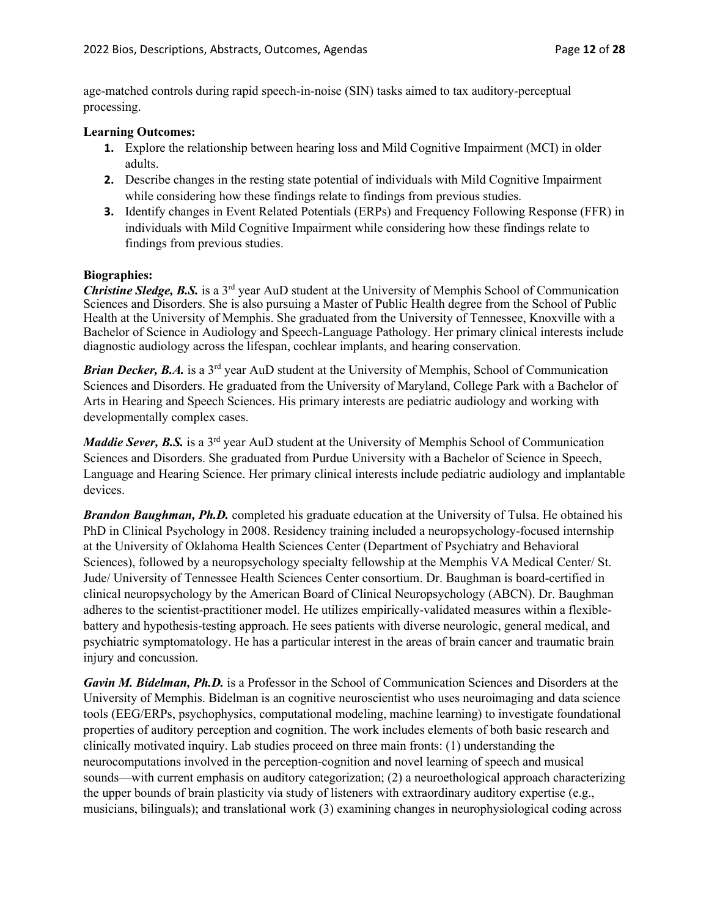age-matched controls during rapid speech-in-noise (SIN) tasks aimed to tax auditory-perceptual processing.

**Learning Outcomes:**

1. Explore the relationship between hearing loss and Mild Cognitive Impairment (MCI) in older adults.
2. Describe changes in the resting state potential of individuals with Mild Cognitive Impairment while considering how these findings relate to findings from previous studies.
3. Identify changes in Event Related Potentials (ERPs) and Frequency Following Response (FFR) in individuals with Mild Cognitive Impairment while considering how these findings relate to findings from previous studies.

**Biographies:**

***Christine Sledge, B.S.*** is a 3rd year AuD student at the University of Memphis School of Communication Sciences and Disorders. She is also pursuing a Master of Public Health degree from the School of Public Health at the University of Memphis. She graduated from the University of Tennessee, Knoxville with a Bachelor of Science in Audiology and Speech-Language Pathology. Her primary clinical interests include diagnostic audiology across the lifespan, cochlear implants, and hearing conservation.

***Brian Decker, B.A.*** is a 3rd year AuD student at the University of Memphis, School of Communication Sciences and Disorders. He graduated from the University of Maryland, College Park with a Bachelor of Arts in Hearing and Speech Sciences. His primary interests are pediatric audiology and working with developmentally complex cases.

***Maddie Sever, B.S.*** is a 3rd year AuD student at the University of Memphis School of Communication Sciences and Disorders. She graduated from Purdue University with a Bachelor of Science in Speech, Language and Hearing Science. Her primary clinical interests include pediatric audiology and implantable devices.

***Brandon Baughman, Ph.D.*** completed his graduate education at the University of Tulsa. He obtained his PhD in Clinical Psychology in 2008. Residency training included a neuropsychology-focused internship at the University of Oklahoma Health Sciences Center (Department of Psychiatry and Behavioral Sciences), followed by a neuropsychology specialty fellowship at the Memphis VA Medical Center/ St. Jude/ University of Tennessee Health Sciences Center consortium. Dr. Baughman is board-certified in clinical neuropsychology by the American Board of Clinical Neuropsychology (ABCN). Dr. Baughman adheres to the scientist-practitioner model. He utilizes empirically-validated measures within a flexible-battery and hypothesis-testing approach. He sees patients with diverse neurologic, general medical, and psychiatric symptomatology. He has a particular interest in the areas of brain cancer and traumatic brain injury and concussion.

***Gavin M. Bidelman, Ph.D.*** is a Professor in the School of Communication Sciences and Disorders at the University of Memphis. Bidelman is an cognitive neuroscientist who uses neuroimaging and data science tools (EEG/ERPs, psychophysics, computational modeling, machine learning) to investigate foundational properties of auditory perception and cognition. The work includes elements of both basic research and clinically motivated inquiry. Lab studies proceed on three main fronts: (1) understanding the neurocomputations involved in the perception-cognition and novel learning of speech and musical sounds—with current emphasis on auditory categorization; (2) a neuroethological approach characterizing the upper bounds of brain plasticity via study of listeners with extraordinary auditory expertise (e.g., musicians, bilinguals); and translational work (3) examining changes in neurophysiological coding across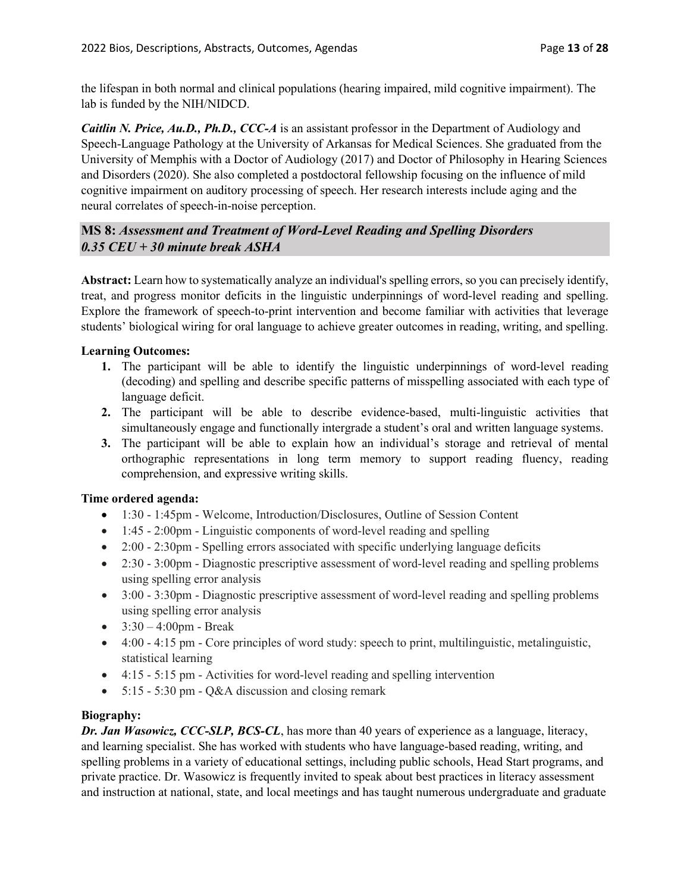the lifespan in both normal and clinical populations (hearing impaired, mild cognitive impairment). The lab is funded by the NIH/NIDCD.

***Caitlin N. Price, Au.D., Ph.D., CCC-A*** is an assistant professor in the Department of Audiology and Speech-Language Pathology at the University of Arkansas for Medical Sciences. She graduated from the University of Memphis with a Doctor of Audiology (2017) and Doctor of Philosophy in Hearing Sciences and Disorders (2020). She also completed a postdoctoral fellowship focusing on the influence of mild cognitive impairment on auditory processing of speech. Her research interests include aging and the neural correlates of speech-in-noise perception.

## MS 8: *Assessment and Treatment of Word-Level Reading and Spelling Disorders 0.35 CEU + 30 minute break ASHA*

**Abstract:** Learn how to systematically analyze an individual's spelling errors, so you can precisely identify, treat, and progress monitor deficits in the linguistic underpinnings of word-level reading and spelling. Explore the framework of speech-to-print intervention and become familiar with activities that leverage students' biological wiring for oral language to achieve greater outcomes in reading, writing, and spelling.

**Learning Outcomes:**

1. The participant will be able to identify the linguistic underpinnings of word-level reading (decoding) and spelling and describe specific patterns of misspelling associated with each type of language deficit.
2. The participant will be able to describe evidence-based, multi-linguistic activities that simultaneously engage and functionally intergrade a student's oral and written language systems.
3. The participant will be able to explain how an individual's storage and retrieval of mental orthographic representations in long term memory to support reading fluency, reading comprehension, and expressive writing skills.

**Time ordered agenda:**

- 1:30 - 1:45pm - Welcome, Introduction/Disclosures, Outline of Session Content
- 1:45 - 2:00pm - Linguistic components of word-level reading and spelling
- 2:00 - 2:30pm - Spelling errors associated with specific underlying language deficits
- 2:30 - 3:00pm - Diagnostic prescriptive assessment of word-level reading and spelling problems using spelling error analysis
- 3:00 - 3:30pm - Diagnostic prescriptive assessment of word-level reading and spelling problems using spelling error analysis
- 3:30 – 4:00pm - Break
- 4:00 - 4:15 pm - Core principles of word study: speech to print, multilinguistic, metalinguistic, statistical learning
- 4:15 - 5:15 pm - Activities for word-level reading and spelling intervention
- 5:15 - 5:30 pm - Q&A discussion and closing remark

**Biography:**
***Dr. Jan Wasowicz, CCC-SLP, BCS-CL***, has more than 40 years of experience as a language, literacy, and learning specialist. She has worked with students who have language-based reading, writing, and spelling problems in a variety of educational settings, including public schools, Head Start programs, and private practice. Dr. Wasowicz is frequently invited to speak about best practices in literacy assessment and instruction at national, state, and local meetings and has taught numerous undergraduate and graduate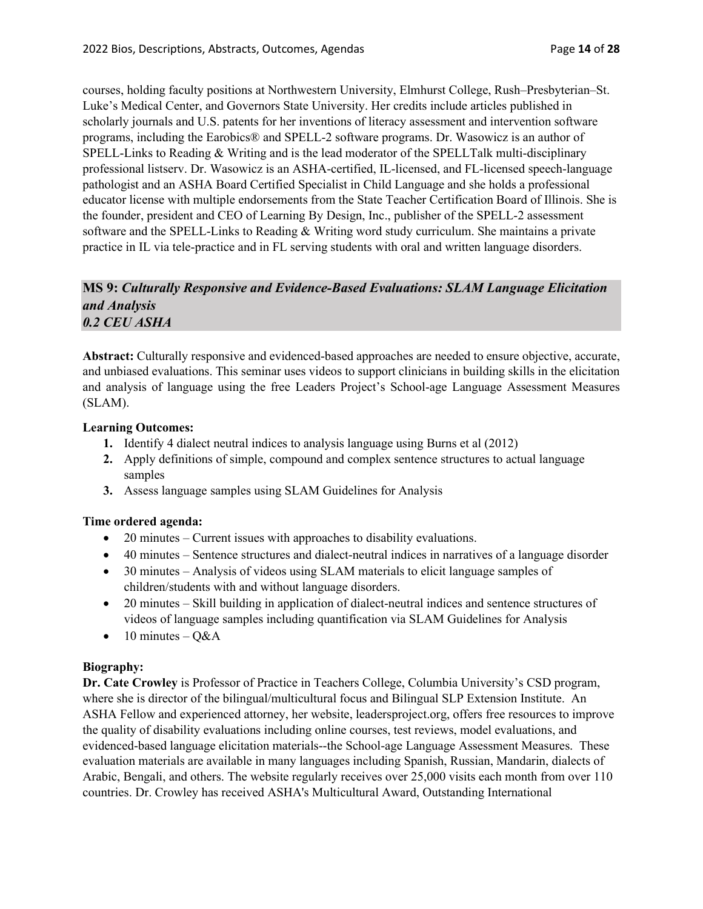courses, holding faculty positions at Northwestern University, Elmhurst College, Rush–Presbyterian–St. Luke's Medical Center, and Governors State University. Her credits include articles published in scholarly journals and U.S. patents for her inventions of literacy assessment and intervention software programs, including the Earobics® and SPELL-2 software programs. Dr. Wasowicz is an author of SPELL-Links to Reading & Writing and is the lead moderator of the SPELLTalk multi-disciplinary professional listserv. Dr. Wasowicz is an ASHA-certified, IL-licensed, and FL-licensed speech-language pathologist and an ASHA Board Certified Specialist in Child Language and she holds a professional educator license with multiple endorsements from the State Teacher Certification Board of Illinois. She is the founder, president and CEO of Learning By Design, Inc., publisher of the SPELL-2 assessment software and the SPELL-Links to Reading & Writing word study curriculum. She maintains a private practice in IL via tele-practice and in FL serving students with oral and written language disorders.

## MS 9: *Culturally Responsive and Evidence-Based Evaluations: SLAM Language Elicitation and Analysis*
### *0.2 CEU ASHA*

**Abstract:** Culturally responsive and evidenced-based approaches are needed to ensure objective, accurate, and unbiased evaluations. This seminar uses videos to support clinicians in building skills in the elicitation and analysis of language using the free Leaders Project's School-age Language Assessment Measures (SLAM).

**Learning Outcomes:**

1. Identify 4 dialect neutral indices to analysis language using Burns et al (2012)
2. Apply definitions of simple, compound and complex sentence structures to actual language samples
3. Assess language samples using SLAM Guidelines for Analysis

**Time ordered agenda:**

- 20 minutes – Current issues with approaches to disability evaluations.
- 40 minutes – Sentence structures and dialect-neutral indices in narratives of a language disorder
- 30 minutes – Analysis of videos using SLAM materials to elicit language samples of children/students with and without language disorders.
- 20 minutes – Skill building in application of dialect-neutral indices and sentence structures of videos of language samples including quantification via SLAM Guidelines for Analysis
- 10 minutes – Q&A

**Biography:**
**Dr. Cate Crowley** is Professor of Practice in Teachers College, Columbia University's CSD program, where she is director of the bilingual/multicultural focus and Bilingual SLP Extension Institute. An ASHA Fellow and experienced attorney, her website, leadersproject.org, offers free resources to improve the quality of disability evaluations including online courses, test reviews, model evaluations, and evidenced-based language elicitation materials--the School-age Language Assessment Measures. These evaluation materials are available in many languages including Spanish, Russian, Mandarin, dialects of Arabic, Bengali, and others. The website regularly receives over 25,000 visits each month from over 110 countries. Dr. Crowley has received ASHA's Multicultural Award, Outstanding International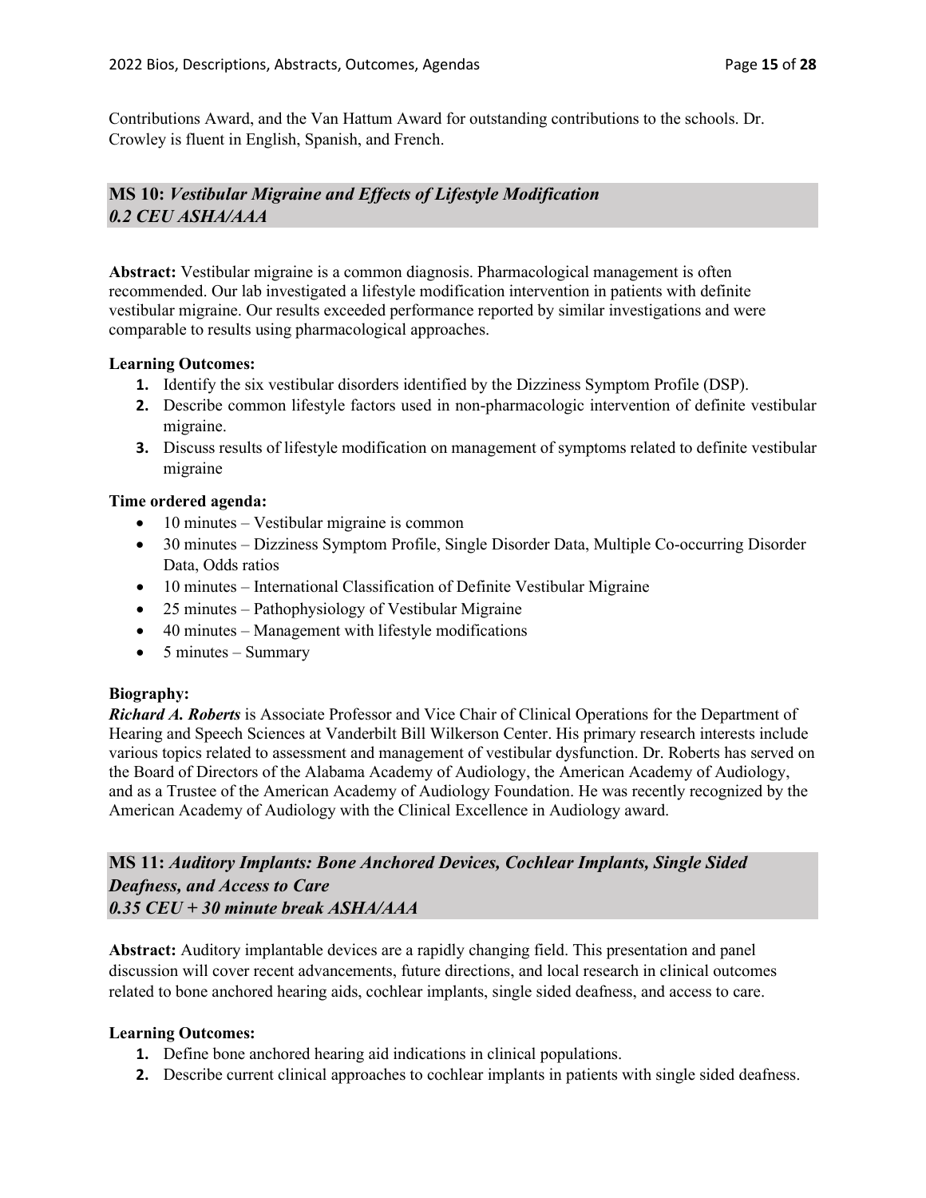Contributions Award, and the Van Hattum Award for outstanding contributions to the schools. Dr. Crowley is fluent in English, Spanish, and French.

## MS 10: *Vestibular Migraine and Effects of Lifestyle Modification*
## *0.2 CEU ASHA/AAA*

**Abstract:** Vestibular migraine is a common diagnosis. Pharmacological management is often recommended. Our lab investigated a lifestyle modification intervention in patients with definite vestibular migraine. Our results exceeded performance reported by similar investigations and were comparable to results using pharmacological approaches.

**Learning Outcomes:**

1. Identify the six vestibular disorders identified by the Dizziness Symptom Profile (DSP).
2. Describe common lifestyle factors used in non-pharmacologic intervention of definite vestibular migraine.
3. Discuss results of lifestyle modification on management of symptoms related to definite vestibular migraine

**Time ordered agenda:**

- 10 minutes – Vestibular migraine is common
- 30 minutes – Dizziness Symptom Profile, Single Disorder Data, Multiple Co-occurring Disorder Data, Odds ratios
- 10 minutes – International Classification of Definite Vestibular Migraine
- 25 minutes – Pathophysiology of Vestibular Migraine
- 40 minutes – Management with lifestyle modifications
- 5 minutes – Summary

**Biography:**
***Richard A. Roberts*** is Associate Professor and Vice Chair of Clinical Operations for the Department of Hearing and Speech Sciences at Vanderbilt Bill Wilkerson Center. His primary research interests include various topics related to assessment and management of vestibular dysfunction. Dr. Roberts has served on the Board of Directors of the Alabama Academy of Audiology, the American Academy of Audiology, and as a Trustee of the American Academy of Audiology Foundation. He was recently recognized by the American Academy of Audiology with the Clinical Excellence in Audiology award.

## MS 11: *Auditory Implants: Bone Anchored Devices, Cochlear Implants, Single Sided Deafness, and Access to Care*
## *0.35 CEU + 30 minute break ASHA/AAA*

**Abstract:** Auditory implantable devices are a rapidly changing field. This presentation and panel discussion will cover recent advancements, future directions, and local research in clinical outcomes related to bone anchored hearing aids, cochlear implants, single sided deafness, and access to care.

**Learning Outcomes:**

1. Define bone anchored hearing aid indications in clinical populations.
2. Describe current clinical approaches to cochlear implants in patients with single sided deafness.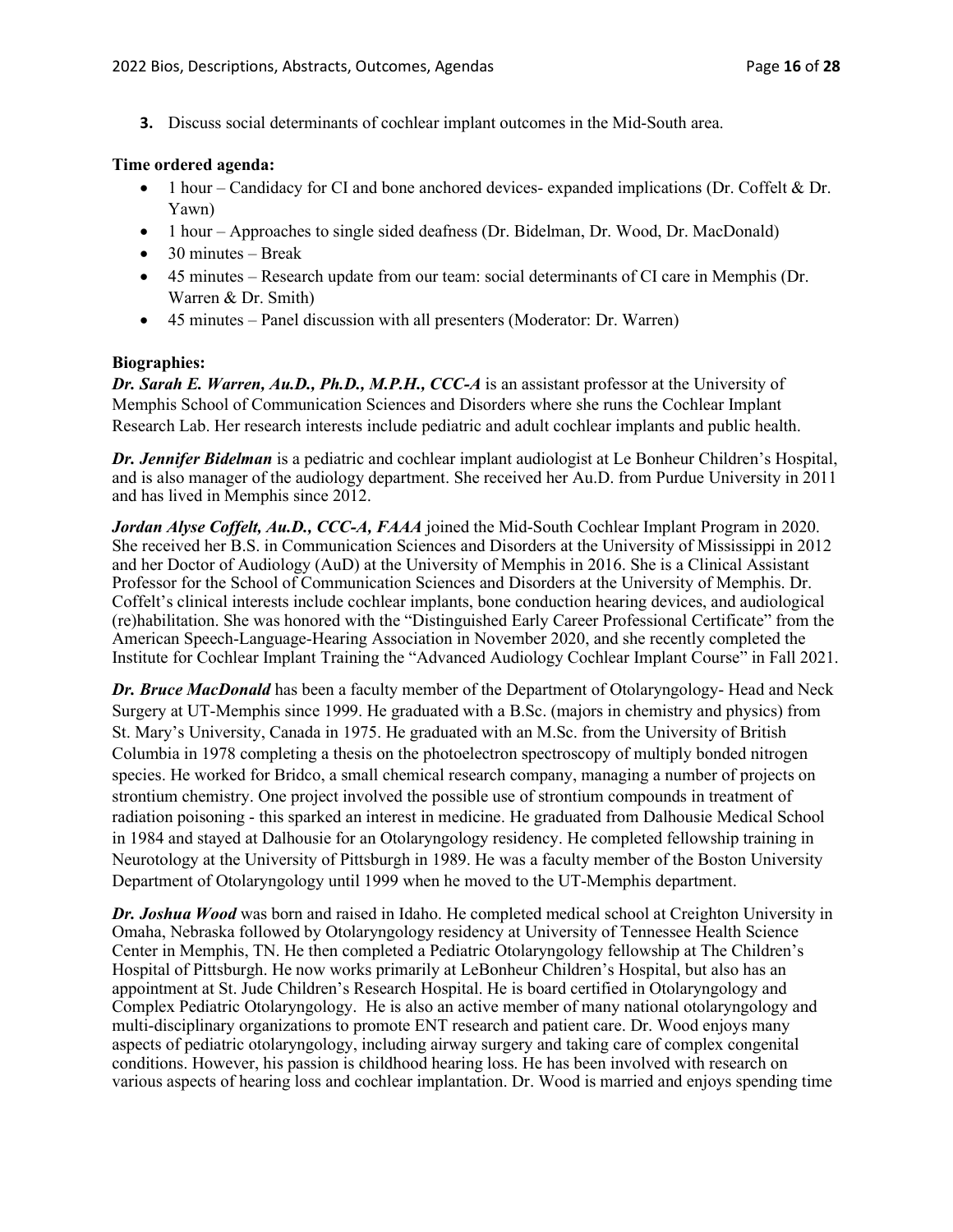**3.** Discuss social determinants of cochlear implant outcomes in the Mid-South area.

**Time ordered agenda:**

- 1 hour – Candidacy for CI and bone anchored devices- expanded implications (Dr. Coffelt & Dr. Yawn)
- 1 hour – Approaches to single sided deafness (Dr. Bidelman, Dr. Wood, Dr. MacDonald)
- 30 minutes – Break
- 45 minutes – Research update from our team: social determinants of CI care in Memphis (Dr. Warren & Dr. Smith)
- 45 minutes – Panel discussion with all presenters (Moderator: Dr. Warren)

**Biographies:**

***Dr. Sarah E. Warren, Au.D., Ph.D., M.P.H., CCC-A*** is an assistant professor at the University of Memphis School of Communication Sciences and Disorders where she runs the Cochlear Implant Research Lab. Her research interests include pediatric and adult cochlear implants and public health.

***Dr. Jennifer Bidelman*** is a pediatric and cochlear implant audiologist at Le Bonheur Children's Hospital, and is also manager of the audiology department. She received her Au.D. from Purdue University in 2011 and has lived in Memphis since 2012.

***Jordan Alyse Coffelt, Au.D., CCC-A, FAAA*** joined the Mid-South Cochlear Implant Program in 2020. She received her B.S. in Communication Sciences and Disorders at the University of Mississippi in 2012 and her Doctor of Audiology (AuD) at the University of Memphis in 2016. She is a Clinical Assistant Professor for the School of Communication Sciences and Disorders at the University of Memphis. Dr. Coffelt's clinical interests include cochlear implants, bone conduction hearing devices, and audiological (re)habilitation. She was honored with the "Distinguished Early Career Professional Certificate" from the American Speech-Language-Hearing Association in November 2020, and she recently completed the Institute for Cochlear Implant Training the "Advanced Audiology Cochlear Implant Course" in Fall 2021.

***Dr. Bruce MacDonald*** has been a faculty member of the Department of Otolaryngology- Head and Neck Surgery at UT-Memphis since 1999. He graduated with a B.Sc. (majors in chemistry and physics) from St. Mary's University, Canada in 1975. He graduated with an M.Sc. from the University of British Columbia in 1978 completing a thesis on the photoelectron spectroscopy of multiply bonded nitrogen species. He worked for Bridco, a small chemical research company, managing a number of projects on strontium chemistry. One project involved the possible use of strontium compounds in treatment of radiation poisoning - this sparked an interest in medicine. He graduated from Dalhousie Medical School in 1984 and stayed at Dalhousie for an Otolaryngology residency. He completed fellowship training in Neurotology at the University of Pittsburgh in 1989. He was a faculty member of the Boston University Department of Otolaryngology until 1999 when he moved to the UT-Memphis department.

***Dr. Joshua Wood*** was born and raised in Idaho. He completed medical school at Creighton University in Omaha, Nebraska followed by Otolaryngology residency at University of Tennessee Health Science Center in Memphis, TN. He then completed a Pediatric Otolaryngology fellowship at The Children's Hospital of Pittsburgh. He now works primarily at LeBonheur Children's Hospital, but also has an appointment at St. Jude Children's Research Hospital. He is board certified in Otolaryngology and Complex Pediatric Otolaryngology. He is also an active member of many national otolaryngology and multi-disciplinary organizations to promote ENT research and patient care. Dr. Wood enjoys many aspects of pediatric otolaryngology, including airway surgery and taking care of complex congenital conditions. However, his passion is childhood hearing loss. He has been involved with research on various aspects of hearing loss and cochlear implantation. Dr. Wood is married and enjoys spending time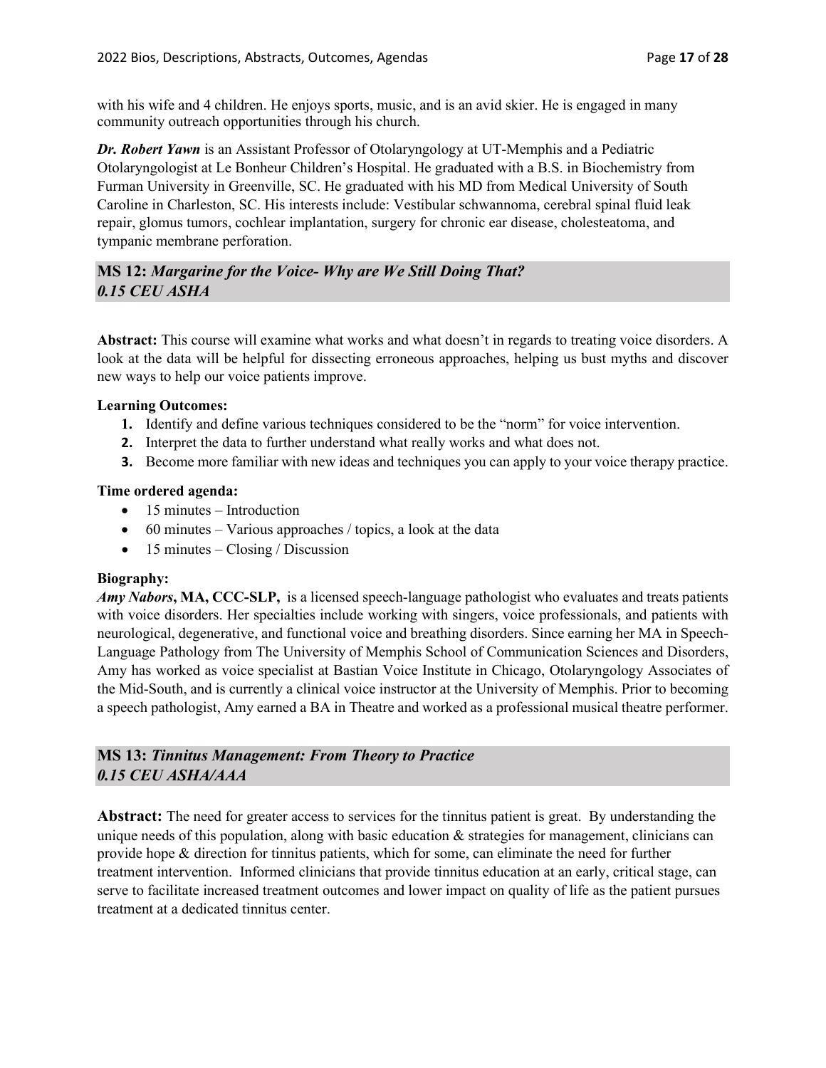with his wife and 4 children. He enjoys sports, music, and is an avid skier. He is engaged in many community outreach opportunities through his church.

***Dr. Robert Yawn*** is an Assistant Professor of Otolaryngology at UT-Memphis and a Pediatric Otolaryngologist at Le Bonheur Children's Hospital. He graduated with a B.S. in Biochemistry from Furman University in Greenville, SC. He graduated with his MD from Medical University of South Caroline in Charleston, SC. His interests include: Vestibular schwannoma, cerebral spinal fluid leak repair, glomus tumors, cochlear implantation, surgery for chronic ear disease, cholesteatoma, and tympanic membrane perforation.

## MS 12: *Margarine for the Voice- Why are We Still Doing That?* *0.15 CEU ASHA*

**Abstract:** This course will examine what works and what doesn't in regards to treating voice disorders. A look at the data will be helpful for dissecting erroneous approaches, helping us bust myths and discover new ways to help our voice patients improve.

**Learning Outcomes:**

1. Identify and define various techniques considered to be the "norm" for voice intervention.
2. Interpret the data to further understand what really works and what does not.
3. Become more familiar with new ideas and techniques you can apply to your voice therapy practice.

**Time ordered agenda:**

- 15 minutes – Introduction
- 60 minutes – Various approaches / topics, a look at the data
- 15 minutes – Closing / Discussion

**Biography:**

***Amy Nabors*, MA, CCC-SLP,** is a licensed speech-language pathologist who evaluates and treats patients with voice disorders. Her specialties include working with singers, voice professionals, and patients with neurological, degenerative, and functional voice and breathing disorders. Since earning her MA in Speech-Language Pathology from The University of Memphis School of Communication Sciences and Disorders, Amy has worked as voice specialist at Bastian Voice Institute in Chicago, Otolaryngology Associates of the Mid-South, and is currently a clinical voice instructor at the University of Memphis. Prior to becoming a speech pathologist, Amy earned a BA in Theatre and worked as a professional musical theatre performer.

## MS 13: *Tinnitus Management: From Theory to Practice* *0.15 CEU ASHA/AAA*

**Abstract:** The need for greater access to services for the tinnitus patient is great. By understanding the unique needs of this population, along with basic education & strategies for management, clinicians can provide hope & direction for tinnitus patients, which for some, can eliminate the need for further treatment intervention. Informed clinicians that provide tinnitus education at an early, critical stage, can serve to facilitate increased treatment outcomes and lower impact on quality of life as the patient pursues treatment at a dedicated tinnitus center.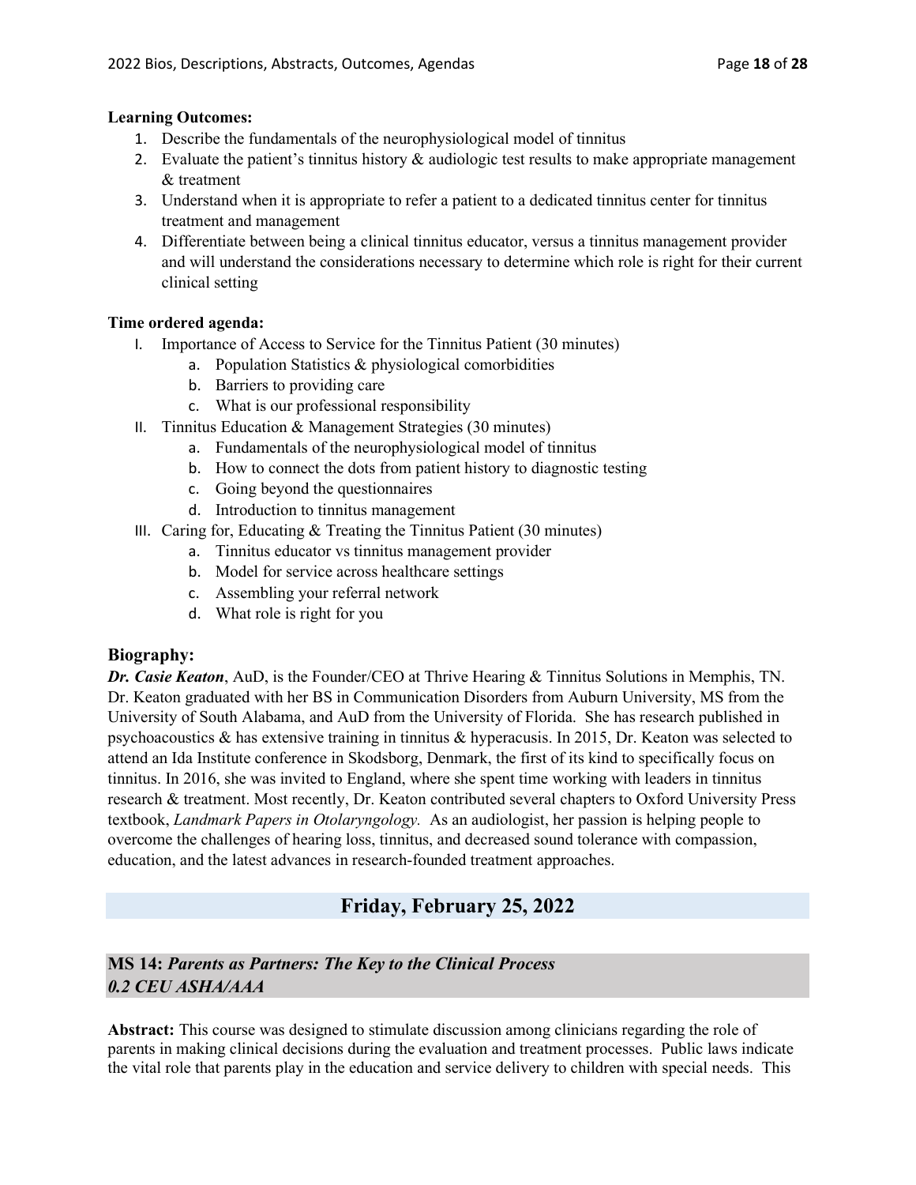**Learning Outcomes:**

1. Describe the fundamentals of the neurophysiological model of tinnitus
2. Evaluate the patient's tinnitus history & audiologic test results to make appropriate management & treatment
3. Understand when it is appropriate to refer a patient to a dedicated tinnitus center for tinnitus treatment and management
4. Differentiate between being a clinical tinnitus educator, versus a tinnitus management provider and will understand the considerations necessary to determine which role is right for their current clinical setting

**Time ordered agenda:**

- I. Importance of Access to Service for the Tinnitus Patient (30 minutes)
  - a. Population Statistics & physiological comorbidities
  - b. Barriers to providing care
  - c. What is our professional responsibility
- II. Tinnitus Education & Management Strategies (30 minutes)
  - a. Fundamentals of the neurophysiological model of tinnitus
  - b. How to connect the dots from patient history to diagnostic testing
  - c. Going beyond the questionnaires
  - d. Introduction to tinnitus management
- III. Caring for, Educating & Treating the Tinnitus Patient (30 minutes)
  - a. Tinnitus educator vs tinnitus management provider
  - b. Model for service across healthcare settings
  - c. Assembling your referral network
  - d. What role is right for you

### Biography:

***Dr. Casie Keaton***, AuD, is the Founder/CEO at Thrive Hearing & Tinnitus Solutions in Memphis, TN. Dr. Keaton graduated with her BS in Communication Disorders from Auburn University, MS from the University of South Alabama, and AuD from the University of Florida. She has research published in psychoacoustics & has extensive training in tinnitus & hyperacusis. In 2015, Dr. Keaton was selected to attend an Ida Institute conference in Skodsborg, Denmark, the first of its kind to specifically focus on tinnitus. In 2016, she was invited to England, where she spent time working with leaders in tinnitus research & treatment. Most recently, Dr. Keaton contributed several chapters to Oxford University Press textbook, *Landmark Papers in Otolaryngology.* As an audiologist, her passion is helping people to overcome the challenges of hearing loss, tinnitus, and decreased sound tolerance with compassion, education, and the latest advances in research-founded treatment approaches.

## Friday, February 25, 2022

### MS 14: *Parents as Partners: The Key to the Clinical Process*
### *0.2 CEU ASHA/AAA*

**Abstract:** This course was designed to stimulate discussion among clinicians regarding the role of parents in making clinical decisions during the evaluation and treatment processes. Public laws indicate the vital role that parents play in the education and service delivery to children with special needs. This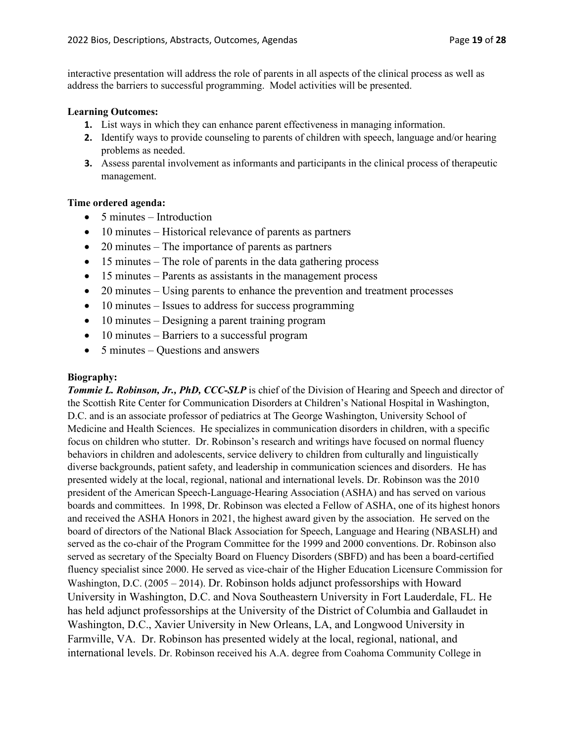interactive presentation will address the role of parents in all aspects of the clinical process as well as address the barriers to successful programming. Model activities will be presented.

**Learning Outcomes:**

1. List ways in which they can enhance parent effectiveness in managing information.
2. Identify ways to provide counseling to parents of children with speech, language and/or hearing problems as needed.
3. Assess parental involvement as informants and participants in the clinical process of therapeutic management.

**Time ordered agenda:**

- 5 minutes – Introduction
- 10 minutes – Historical relevance of parents as partners
- 20 minutes – The importance of parents as partners
- 15 minutes – The role of parents in the data gathering process
- 15 minutes – Parents as assistants in the management process
- 20 minutes – Using parents to enhance the prevention and treatment processes
- 10 minutes – Issues to address for success programming
- 10 minutes – Designing a parent training program
- 10 minutes – Barriers to a successful program
- 5 minutes – Questions and answers

**Biography:**

***Tommie L. Robinson, Jr., PhD, CCC-SLP*** is chief of the Division of Hearing and Speech and director of the Scottish Rite Center for Communication Disorders at Children's National Hospital in Washington, D.C. and is an associate professor of pediatrics at The George Washington, University School of Medicine and Health Sciences. He specializes in communication disorders in children, with a specific focus on children who stutter. Dr. Robinson's research and writings have focused on normal fluency behaviors in children and adolescents, service delivery to children from culturally and linguistically diverse backgrounds, patient safety, and leadership in communication sciences and disorders. He has presented widely at the local, regional, national and international levels. Dr. Robinson was the 2010 president of the American Speech-Language-Hearing Association (ASHA) and has served on various boards and committees. In 1998, Dr. Robinson was elected a Fellow of ASHA, one of its highest honors and received the ASHA Honors in 2021, the highest award given by the association. He served on the board of directors of the National Black Association for Speech, Language and Hearing (NBASLH) and served as the co-chair of the Program Committee for the 1999 and 2000 conventions. Dr. Robinson also served as secretary of the Specialty Board on Fluency Disorders (SBFD) and has been a board-certified fluency specialist since 2000. He served as vice-chair of the Higher Education Licensure Commission for Washington, D.C. (2005 – 2014). Dr. Robinson holds adjunct professorships with Howard University in Washington, D.C. and Nova Southeastern University in Fort Lauderdale, FL. He has held adjunct professorships at the University of the District of Columbia and Gallaudet in Washington, D.C., Xavier University in New Orleans, LA, and Longwood University in Farmville, VA. Dr. Robinson has presented widely at the local, regional, national, and international levels. Dr. Robinson received his A.A. degree from Coahoma Community College in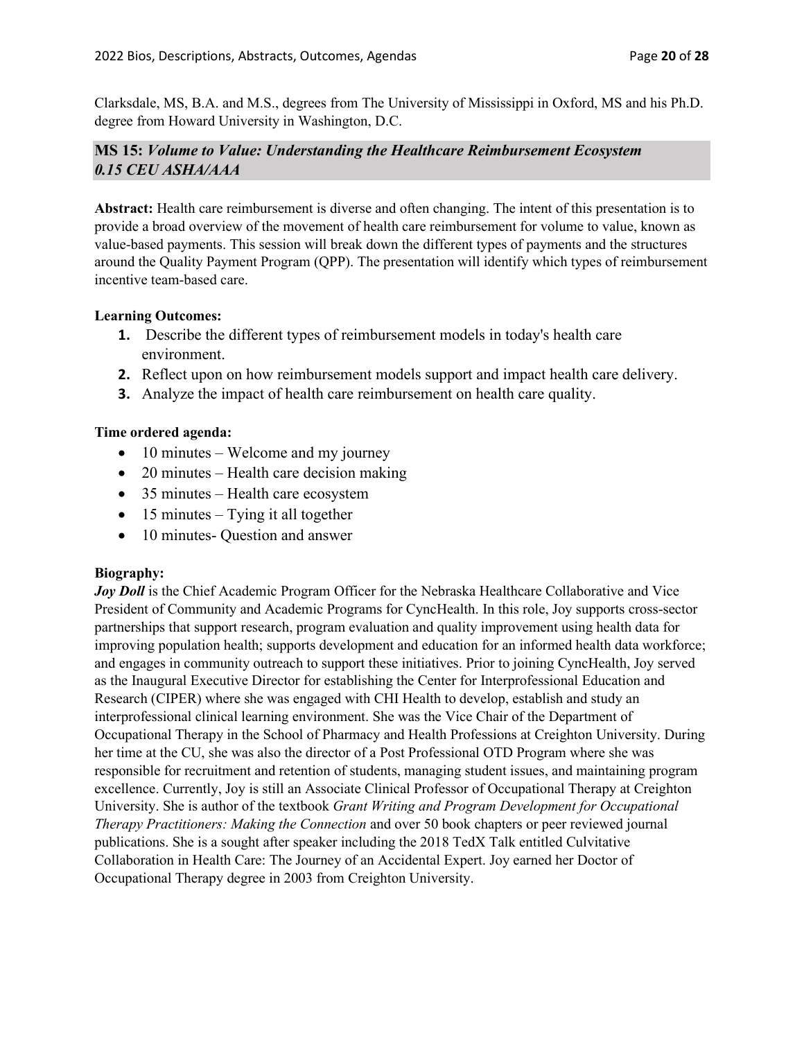Clarksdale, MS, B.A. and M.S., degrees from The University of Mississippi in Oxford, MS and his Ph.D. degree from Howard University in Washington, D.C.

## MS 15: *Volume to Value: Understanding the Healthcare Reimbursement Ecosystem 0.15 CEU ASHA/AAA*

**Abstract:** Health care reimbursement is diverse and often changing. The intent of this presentation is to provide a broad overview of the movement of health care reimbursement for volume to value, known as value-based payments. This session will break down the different types of payments and the structures around the Quality Payment Program (QPP). The presentation will identify which types of reimbursement incentive team-based care.

**Learning Outcomes:**

1. Describe the different types of reimbursement models in today's health care environment.
2. Reflect upon on how reimbursement models support and impact health care delivery.
3. Analyze the impact of health care reimbursement on health care quality.

**Time ordered agenda:**

- 10 minutes – Welcome and my journey
- 20 minutes – Health care decision making
- 35 minutes – Health care ecosystem
- 15 minutes – Tying it all together
- 10 minutes- Question and answer

**Biography:**

***Joy Doll*** is the Chief Academic Program Officer for the Nebraska Healthcare Collaborative and Vice President of Community and Academic Programs for CyncHealth. In this role, Joy supports cross-sector partnerships that support research, program evaluation and quality improvement using health data for improving population health; supports development and education for an informed health data workforce; and engages in community outreach to support these initiatives. Prior to joining CyncHealth, Joy served as the Inaugural Executive Director for establishing the Center for Interprofessional Education and Research (CIPER) where she was engaged with CHI Health to develop, establish and study an interprofessional clinical learning environment. She was the Vice Chair of the Department of Occupational Therapy in the School of Pharmacy and Health Professions at Creighton University. During her time at the CU, she was also the director of a Post Professional OTD Program where she was responsible for recruitment and retention of students, managing student issues, and maintaining program excellence. Currently, Joy is still an Associate Clinical Professor of Occupational Therapy at Creighton University. She is author of the textbook *Grant Writing and Program Development for Occupational Therapy Practitioners: Making the Connection* and over 50 book chapters or peer reviewed journal publications. She is a sought after speaker including the 2018 TedX Talk entitled Culvitative Collaboration in Health Care: The Journey of an Accidental Expert. Joy earned her Doctor of Occupational Therapy degree in 2003 from Creighton University.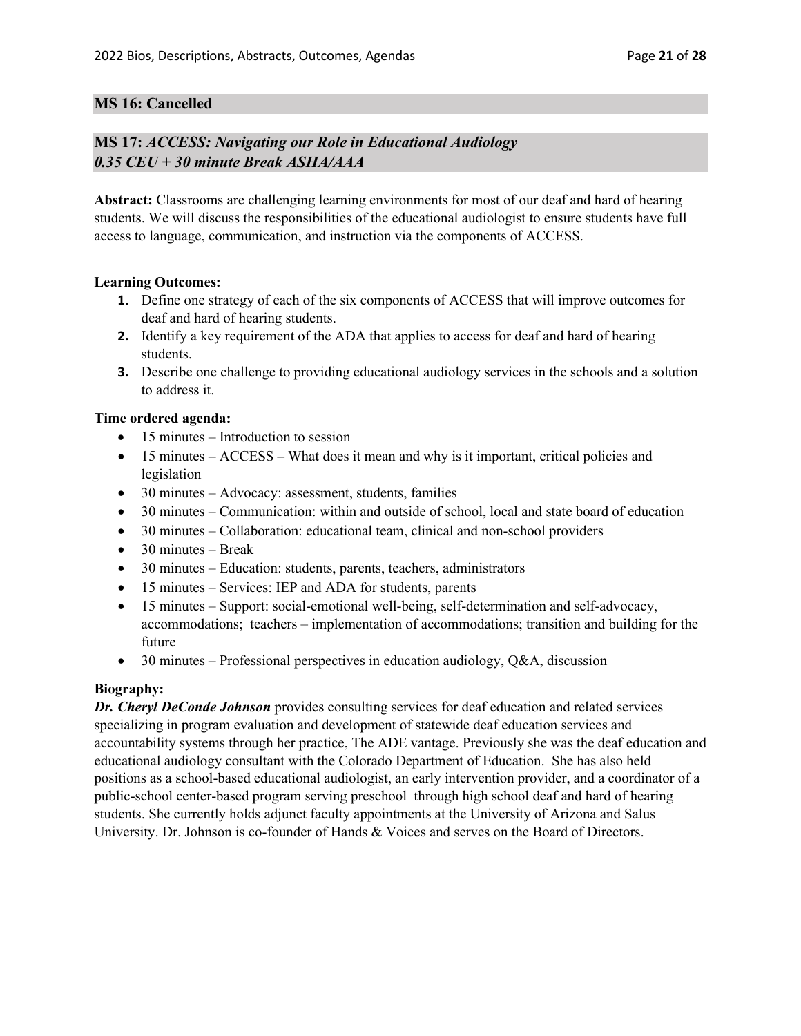## MS 16: Cancelled

## MS 17: *ACCESS: Navigating our Role in Educational Audiology*
## *0.35 CEU + 30 minute Break ASHA/AAA*

**Abstract:** Classrooms are challenging learning environments for most of our deaf and hard of hearing students. We will discuss the responsibilities of the educational audiologist to ensure students have full access to language, communication, and instruction via the components of ACCESS.

**Learning Outcomes:**

1. Define one strategy of each of the six components of ACCESS that will improve outcomes for deaf and hard of hearing students.
2. Identify a key requirement of the ADA that applies to access for deaf and hard of hearing students.
3. Describe one challenge to providing educational audiology services in the schools and a solution to address it.

**Time ordered agenda:**

- 15 minutes – Introduction to session
- 15 minutes – ACCESS – What does it mean and why is it important, critical policies and legislation
- 30 minutes – Advocacy: assessment, students, families
- 30 minutes – Communication: within and outside of school, local and state board of education
- 30 minutes – Collaboration: educational team, clinical and non-school providers
- 30 minutes – Break
- 30 minutes – Education: students, parents, teachers, administrators
- 15 minutes – Services: IEP and ADA for students, parents
- 15 minutes – Support: social-emotional well-being, self-determination and self-advocacy, accommodations; teachers – implementation of accommodations; transition and building for the future
- 30 minutes – Professional perspectives in education audiology, Q&A, discussion

**Biography:**
***Dr. Cheryl DeConde Johnson*** provides consulting services for deaf education and related services specializing in program evaluation and development of statewide deaf education services and accountability systems through her practice, The ADE vantage. Previously she was the deaf education and educational audiology consultant with the Colorado Department of Education. She has also held positions as a school-based educational audiologist, an early intervention provider, and a coordinator of a public-school center-based program serving preschool through high school deaf and hard of hearing students. She currently holds adjunct faculty appointments at the University of Arizona and Salus University. Dr. Johnson is co-founder of Hands & Voices and serves on the Board of Directors.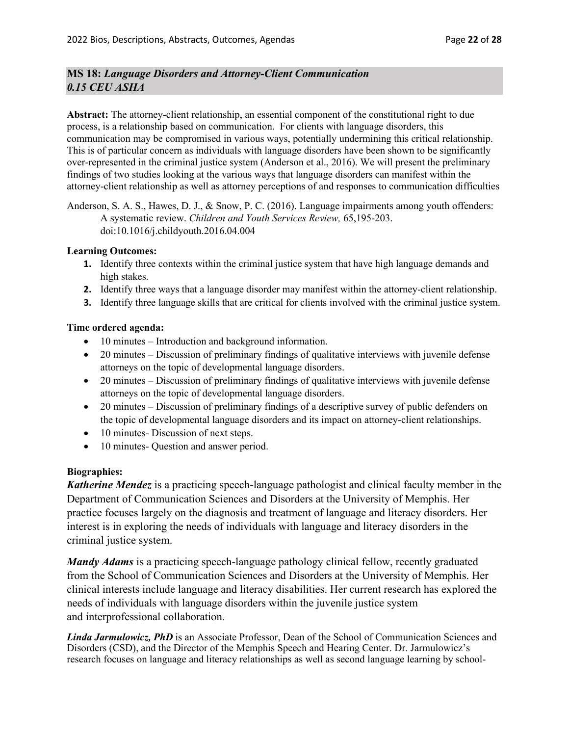## MS 18: *Language Disorders and Attorney-Client Communication*
## *0.15 CEU ASHA*

**Abstract:** The attorney-client relationship, an essential component of the constitutional right to due process, is a relationship based on communication. For clients with language disorders, this communication may be compromised in various ways, potentially undermining this critical relationship. This is of particular concern as individuals with language disorders have been shown to be significantly over-represented in the criminal justice system (Anderson et al., 2016). We will present the preliminary findings of two studies looking at the various ways that language disorders can manifest within the attorney-client relationship as well as attorney perceptions of and responses to communication difficulties

Anderson, S. A. S., Hawes, D. J., & Snow, P. C. (2016). Language impairments among youth offenders: A systematic review. *Children and Youth Services Review,* 65,195-203. doi:10.1016/j.childyouth.2016.04.004

**Learning Outcomes:**

1. Identify three contexts within the criminal justice system that have high language demands and high stakes.
2. Identify three ways that a language disorder may manifest within the attorney-client relationship.
3. Identify three language skills that are critical for clients involved with the criminal justice system.

**Time ordered agenda:**

- 10 minutes – Introduction and background information.
- 20 minutes – Discussion of preliminary findings of qualitative interviews with juvenile defense attorneys on the topic of developmental language disorders.
- 20 minutes – Discussion of preliminary findings of qualitative interviews with juvenile defense attorneys on the topic of developmental language disorders.
- 20 minutes – Discussion of preliminary findings of a descriptive survey of public defenders on the topic of developmental language disorders and its impact on attorney-client relationships.
- 10 minutes- Discussion of next steps.
- 10 minutes- Question and answer period.

**Biographies:**

***Katherine Mendez*** is a practicing speech-language pathologist and clinical faculty member in the Department of Communication Sciences and Disorders at the University of Memphis. Her practice focuses largely on the diagnosis and treatment of language and literacy disorders. Her interest is in exploring the needs of individuals with language and literacy disorders in the criminal justice system.

***Mandy Adams*** is a practicing speech-language pathology clinical fellow, recently graduated from the School of Communication Sciences and Disorders at the University of Memphis. Her clinical interests include language and literacy disabilities. Her current research has explored the needs of individuals with language disorders within the juvenile justice system and interprofessional collaboration.

***Linda Jarmulowicz, PhD*** is an Associate Professor, Dean of the School of Communication Sciences and Disorders (CSD), and the Director of the Memphis Speech and Hearing Center. Dr. Jarmulowicz's research focuses on language and literacy relationships as well as second language learning by school-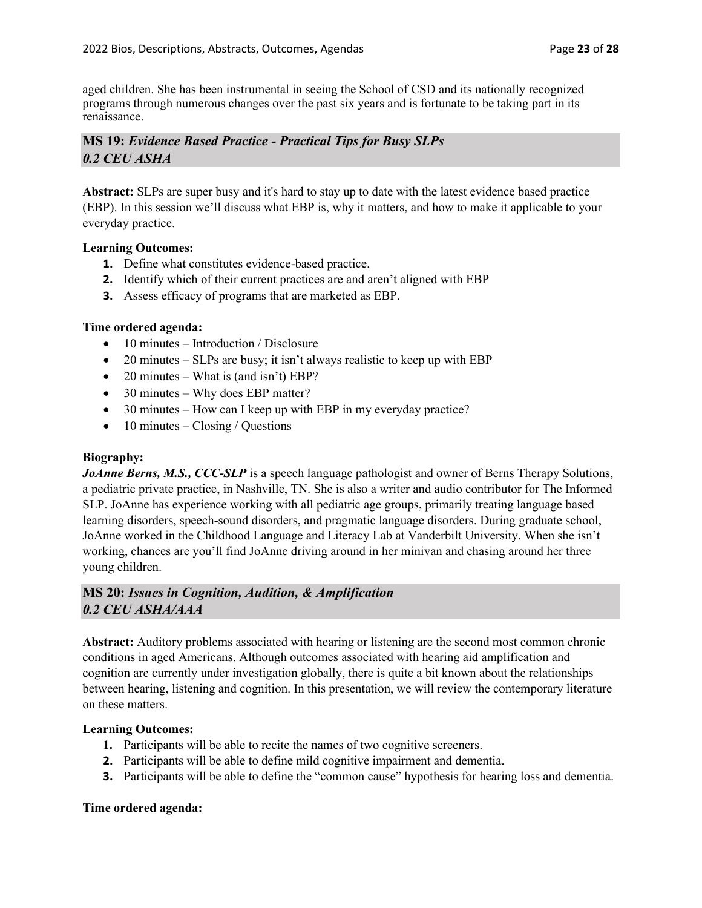aged children. She has been instrumental in seeing the School of CSD and its nationally recognized programs through numerous changes over the past six years and is fortunate to be taking part in its renaissance.

## MS 19: *Evidence Based Practice - Practical Tips for Busy SLPs*
## *0.2 CEU ASHA*

**Abstract:** SLPs are super busy and it's hard to stay up to date with the latest evidence based practice (EBP). In this session we'll discuss what EBP is, why it matters, and how to make it applicable to your everyday practice.

**Learning Outcomes:**

1. Define what constitutes evidence-based practice.
2. Identify which of their current practices are and aren't aligned with EBP
3. Assess efficacy of programs that are marketed as EBP.

**Time ordered agenda:**

- 10 minutes – Introduction / Disclosure
- 20 minutes – SLPs are busy; it isn't always realistic to keep up with EBP
- 20 minutes – What is (and isn't) EBP?
- 30 minutes – Why does EBP matter?
- 30 minutes – How can I keep up with EBP in my everyday practice?
- 10 minutes – Closing / Questions

**Biography:**
***JoAnne Berns, M.S., CCC-SLP*** is a speech language pathologist and owner of Berns Therapy Solutions, a pediatric private practice, in Nashville, TN. She is also a writer and audio contributor for The Informed SLP. JoAnne has experience working with all pediatric age groups, primarily treating language based learning disorders, speech-sound disorders, and pragmatic language disorders. During graduate school, JoAnne worked in the Childhood Language and Literacy Lab at Vanderbilt University. When she isn't working, chances are you'll find JoAnne driving around in her minivan and chasing around her three young children.

## MS 20: *Issues in Cognition, Audition, & Amplification*
## *0.2 CEU ASHA/AAA*

**Abstract:** Auditory problems associated with hearing or listening are the second most common chronic conditions in aged Americans. Although outcomes associated with hearing aid amplification and cognition are currently under investigation globally, there is quite a bit known about the relationships between hearing, listening and cognition. In this presentation, we will review the contemporary literature on these matters.

**Learning Outcomes:**

1. Participants will be able to recite the names of two cognitive screeners.
2. Participants will be able to define mild cognitive impairment and dementia.
3. Participants will be able to define the "common cause" hypothesis for hearing loss and dementia.

**Time ordered agenda:**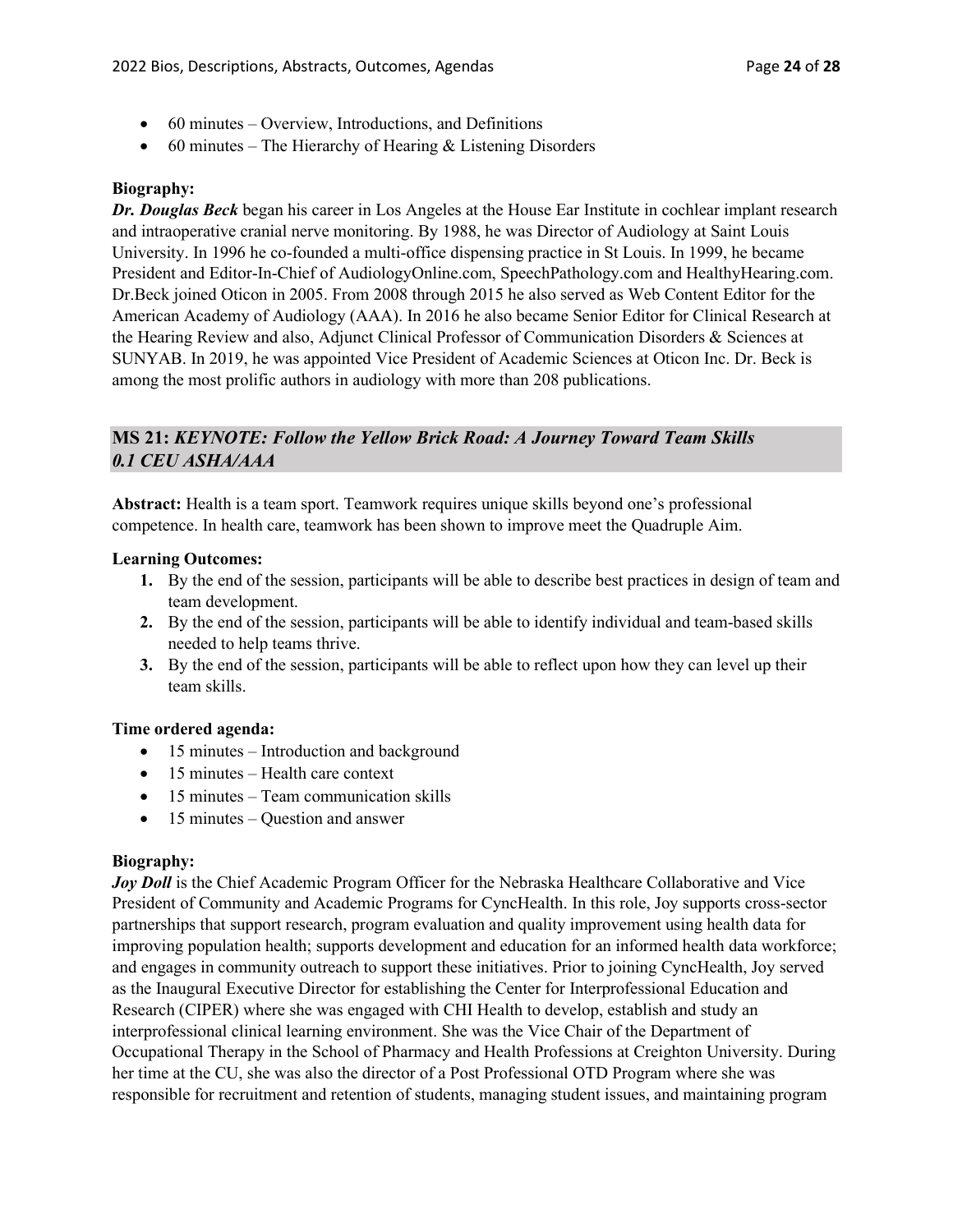- 60 minutes – Overview, Introductions, and Definitions
- 60 minutes – The Hierarchy of Hearing & Listening Disorders

**Biography:**
***Dr. Douglas Beck*** began his career in Los Angeles at the House Ear Institute in cochlear implant research and intraoperative cranial nerve monitoring. By 1988, he was Director of Audiology at Saint Louis University. In 1996 he co-founded a multi-office dispensing practice in St Louis. In 1999, he became President and Editor-In-Chief of AudiologyOnline.com, SpeechPathology.com and HealthyHearing.com. Dr.Beck joined Oticon in 2005. From 2008 through 2015 he also served as Web Content Editor for the American Academy of Audiology (AAA). In 2016 he also became Senior Editor for Clinical Research at the Hearing Review and also, Adjunct Clinical Professor of Communication Disorders & Sciences at SUNYAB. In 2019, he was appointed Vice President of Academic Sciences at Oticon Inc. Dr. Beck is among the most prolific authors in audiology with more than 208 publications.

## MS 21: *KEYNOTE: Follow the Yellow Brick Road: A Journey Toward Team Skills 0.1 CEU ASHA/AAA*

**Abstract:** Health is a team sport. Teamwork requires unique skills beyond one's professional competence. In health care, teamwork has been shown to improve meet the Quadruple Aim.

**Learning Outcomes:**

1. By the end of the session, participants will be able to describe best practices in design of team and team development.
2. By the end of the session, participants will be able to identify individual and team-based skills needed to help teams thrive.
3. By the end of the session, participants will be able to reflect upon how they can level up their team skills.

**Time ordered agenda:**

- 15 minutes – Introduction and background
- 15 minutes – Health care context
- 15 minutes – Team communication skills
- 15 minutes – Question and answer

**Biography:**
***Joy Doll*** is the Chief Academic Program Officer for the Nebraska Healthcare Collaborative and Vice President of Community and Academic Programs for CyncHealth. In this role, Joy supports cross-sector partnerships that support research, program evaluation and quality improvement using health data for improving population health; supports development and education for an informed health data workforce; and engages in community outreach to support these initiatives. Prior to joining CyncHealth, Joy served as the Inaugural Executive Director for establishing the Center for Interprofessional Education and Research (CIPER) where she was engaged with CHI Health to develop, establish and study an interprofessional clinical learning environment. She was the Vice Chair of the Department of Occupational Therapy in the School of Pharmacy and Health Professions at Creighton University. During her time at the CU, she was also the director of a Post Professional OTD Program where she was responsible for recruitment and retention of students, managing student issues, and maintaining program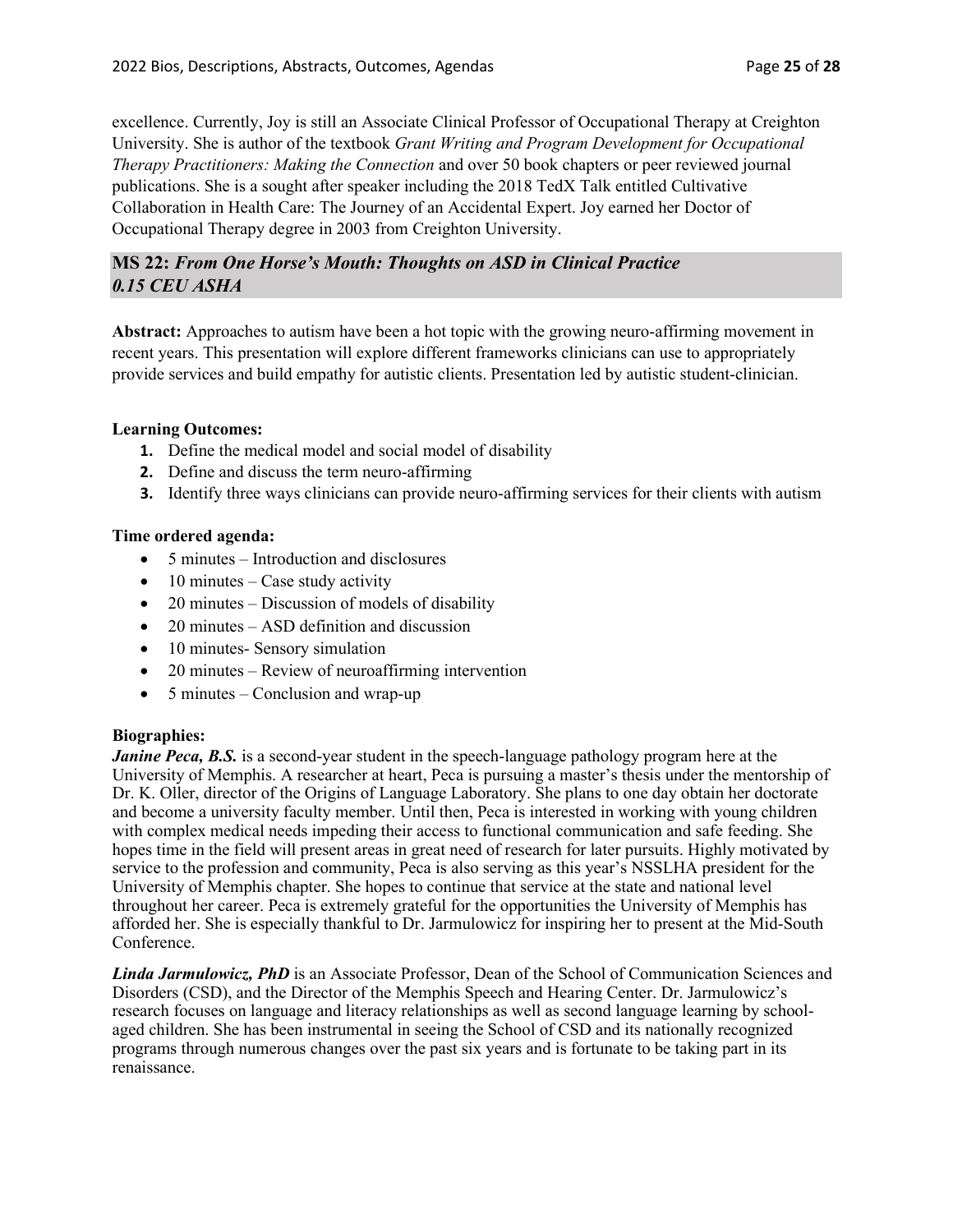excellence. Currently, Joy is still an Associate Clinical Professor of Occupational Therapy at Creighton University. She is author of the textbook *Grant Writing and Program Development for Occupational Therapy Practitioners: Making the Connection* and over 50 book chapters or peer reviewed journal publications. She is a sought after speaker including the 2018 TedX Talk entitled Cultivative Collaboration in Health Care: The Journey of an Accidental Expert. Joy earned her Doctor of Occupational Therapy degree in 2003 from Creighton University.

## MS 22: *From One Horse's Mouth: Thoughts on ASD in Clinical Practice 0.15 CEU ASHA*

**Abstract:** Approaches to autism have been a hot topic with the growing neuro-affirming movement in recent years. This presentation will explore different frameworks clinicians can use to appropriately provide services and build empathy for autistic clients. Presentation led by autistic student-clinician.

**Learning Outcomes:**

1. Define the medical model and social model of disability
2. Define and discuss the term neuro-affirming
3. Identify three ways clinicians can provide neuro-affirming services for their clients with autism

**Time ordered agenda:**

- 5 minutes – Introduction and disclosures
- 10 minutes – Case study activity
- 20 minutes – Discussion of models of disability
- 20 minutes – ASD definition and discussion
- 10 minutes- Sensory simulation
- 20 minutes – Review of neuroaffirming intervention
- 5 minutes – Conclusion and wrap-up

**Biographies:**

***Janine Peca, B.S.*** is a second-year student in the speech-language pathology program here at the University of Memphis. A researcher at heart, Peca is pursuing a master's thesis under the mentorship of Dr. K. Oller, director of the Origins of Language Laboratory. She plans to one day obtain her doctorate and become a university faculty member. Until then, Peca is interested in working with young children with complex medical needs impeding their access to functional communication and safe feeding. She hopes time in the field will present areas in great need of research for later pursuits. Highly motivated by service to the profession and community, Peca is also serving as this year's NSSLHA president for the University of Memphis chapter. She hopes to continue that service at the state and national level throughout her career. Peca is extremely grateful for the opportunities the University of Memphis has afforded her. She is especially thankful to Dr. Jarmulowicz for inspiring her to present at the Mid-South Conference.

***Linda Jarmulowicz, PhD*** is an Associate Professor, Dean of the School of Communication Sciences and Disorders (CSD), and the Director of the Memphis Speech and Hearing Center. Dr. Jarmulowicz's research focuses on language and literacy relationships as well as second language learning by school-aged children. She has been instrumental in seeing the School of CSD and its nationally recognized programs through numerous changes over the past six years and is fortunate to be taking part in its renaissance.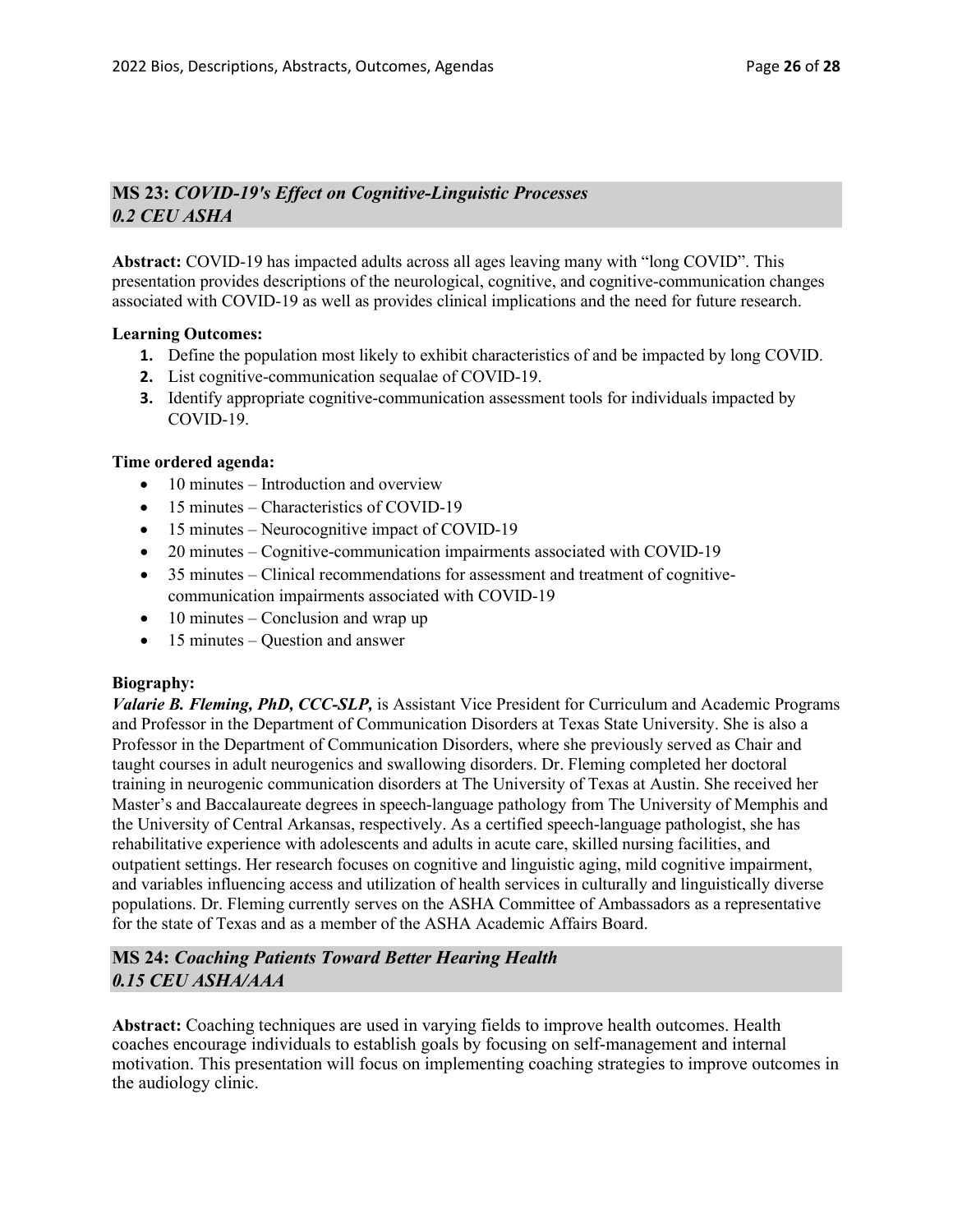## MS 23: *COVID-19's Effect on Cognitive-Linguistic Processes*
## *0.2 CEU ASHA*

**Abstract:** COVID-19 has impacted adults across all ages leaving many with "long COVID". This presentation provides descriptions of the neurological, cognitive, and cognitive-communication changes associated with COVID-19 as well as provides clinical implications and the need for future research.

**Learning Outcomes:**

1. Define the population most likely to exhibit characteristics of and be impacted by long COVID.
2. List cognitive-communication sequalae of COVID-19.
3. Identify appropriate cognitive-communication assessment tools for individuals impacted by COVID-19.

**Time ordered agenda:**

- 10 minutes – Introduction and overview
- 15 minutes – Characteristics of COVID-19
- 15 minutes – Neurocognitive impact of COVID-19
- 20 minutes – Cognitive-communication impairments associated with COVID-19
- 35 minutes – Clinical recommendations for assessment and treatment of cognitive-communication impairments associated with COVID-19
- 10 minutes – Conclusion and wrap up
- 15 minutes – Question and answer

**Biography:**
***Valarie B. Fleming, PhD, CCC-SLP,*** is Assistant Vice President for Curriculum and Academic Programs and Professor in the Department of Communication Disorders at Texas State University. She is also a Professor in the Department of Communication Disorders, where she previously served as Chair and taught courses in adult neurogenics and swallowing disorders. Dr. Fleming completed her doctoral training in neurogenic communication disorders at The University of Texas at Austin. She received her Master's and Baccalaureate degrees in speech-language pathology from The University of Memphis and the University of Central Arkansas, respectively. As a certified speech-language pathologist, she has rehabilitative experience with adolescents and adults in acute care, skilled nursing facilities, and outpatient settings. Her research focuses on cognitive and linguistic aging, mild cognitive impairment, and variables influencing access and utilization of health services in culturally and linguistically diverse populations. Dr. Fleming currently serves on the ASHA Committee of Ambassadors as a representative for the state of Texas and as a member of the ASHA Academic Affairs Board.

## MS 24: *Coaching Patients Toward Better Hearing Health*
## *0.15 CEU ASHA/AAA*

**Abstract:** Coaching techniques are used in varying fields to improve health outcomes. Health coaches encourage individuals to establish goals by focusing on self-management and internal motivation. This presentation will focus on implementing coaching strategies to improve outcomes in the audiology clinic.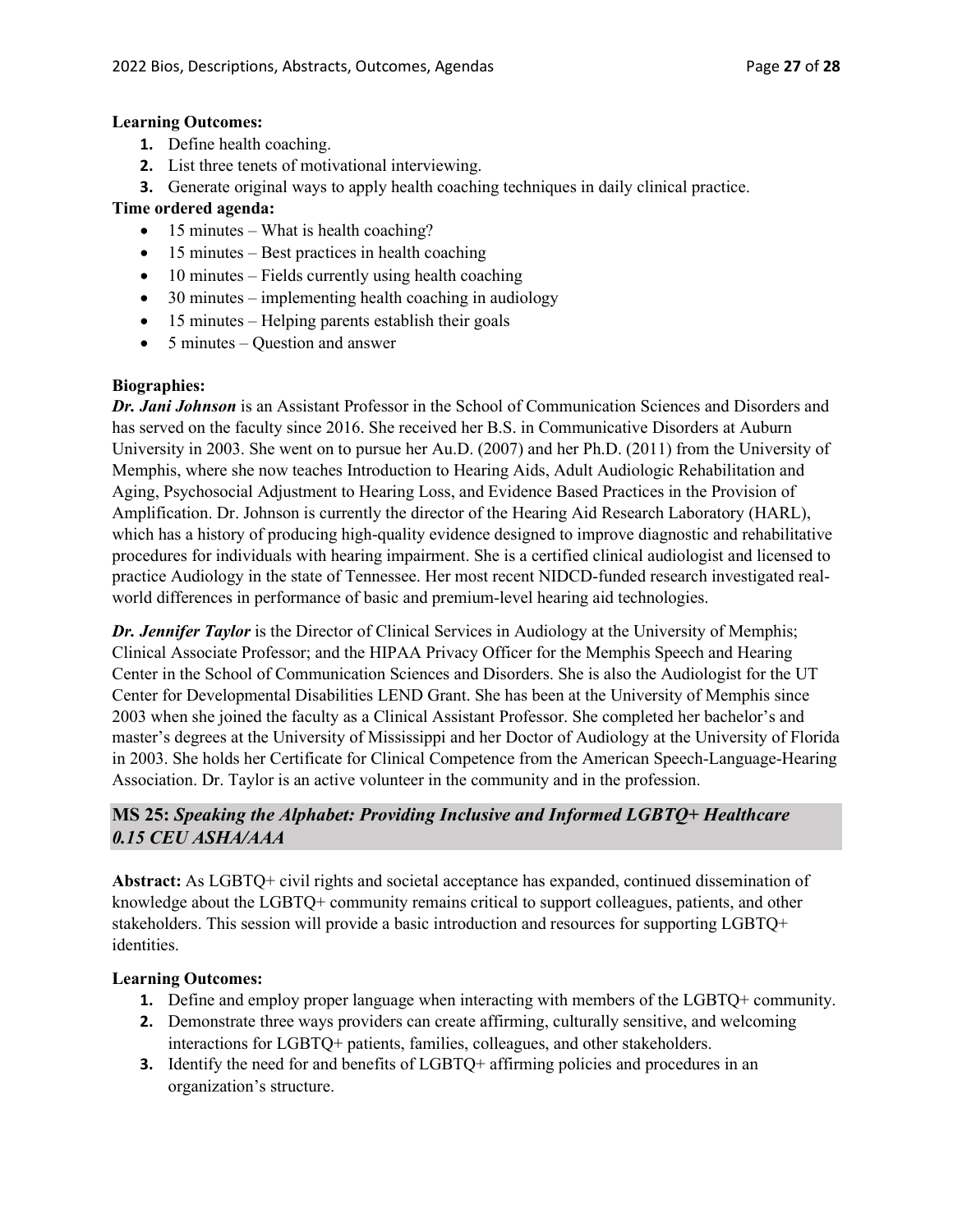**Learning Outcomes:**

1. Define health coaching.
2. List three tenets of motivational interviewing.
3. Generate original ways to apply health coaching techniques in daily clinical practice.

**Time ordered agenda:**

- 15 minutes – What is health coaching?
- 15 minutes – Best practices in health coaching
- 10 minutes – Fields currently using health coaching
- 30 minutes – implementing health coaching in audiology
- 15 minutes – Helping parents establish their goals
- 5 minutes – Question and answer

**Biographies:**

***Dr. Jani Johnson*** is an Assistant Professor in the School of Communication Sciences and Disorders and has served on the faculty since 2016. She received her B.S. in Communicative Disorders at Auburn University in 2003. She went on to pursue her Au.D. (2007) and her Ph.D. (2011) from the University of Memphis, where she now teaches Introduction to Hearing Aids, Adult Audiologic Rehabilitation and Aging, Psychosocial Adjustment to Hearing Loss, and Evidence Based Practices in the Provision of Amplification. Dr. Johnson is currently the director of the Hearing Aid Research Laboratory (HARL), which has a history of producing high-quality evidence designed to improve diagnostic and rehabilitative procedures for individuals with hearing impairment. She is a certified clinical audiologist and licensed to practice Audiology in the state of Tennessee. Her most recent NIDCD-funded research investigated real-world differences in performance of basic and premium-level hearing aid technologies.

***Dr. Jennifer Taylor*** is the Director of Clinical Services in Audiology at the University of Memphis; Clinical Associate Professor; and the HIPAA Privacy Officer for the Memphis Speech and Hearing Center in the School of Communication Sciences and Disorders. She is also the Audiologist for the UT Center for Developmental Disabilities LEND Grant. She has been at the University of Memphis since 2003 when she joined the faculty as a Clinical Assistant Professor. She completed her bachelor's and master's degrees at the University of Mississippi and her Doctor of Audiology at the University of Florida in 2003. She holds her Certificate for Clinical Competence from the American Speech-Language-Hearing Association. Dr. Taylor is an active volunteer in the community and in the profession.

## MS 25: *Speaking the Alphabet: Providing Inclusive and Informed LGBTQ+ Healthcare 0.15 CEU ASHA/AAA*

**Abstract:** As LGBTQ+ civil rights and societal acceptance has expanded, continued dissemination of knowledge about the LGBTQ+ community remains critical to support colleagues, patients, and other stakeholders. This session will provide a basic introduction and resources for supporting LGBTQ+ identities.

**Learning Outcomes:**

1. Define and employ proper language when interacting with members of the LGBTQ+ community.
2. Demonstrate three ways providers can create affirming, culturally sensitive, and welcoming interactions for LGBTQ+ patients, families, colleagues, and other stakeholders.
3. Identify the need for and benefits of LGBTQ+ affirming policies and procedures in an organization's structure.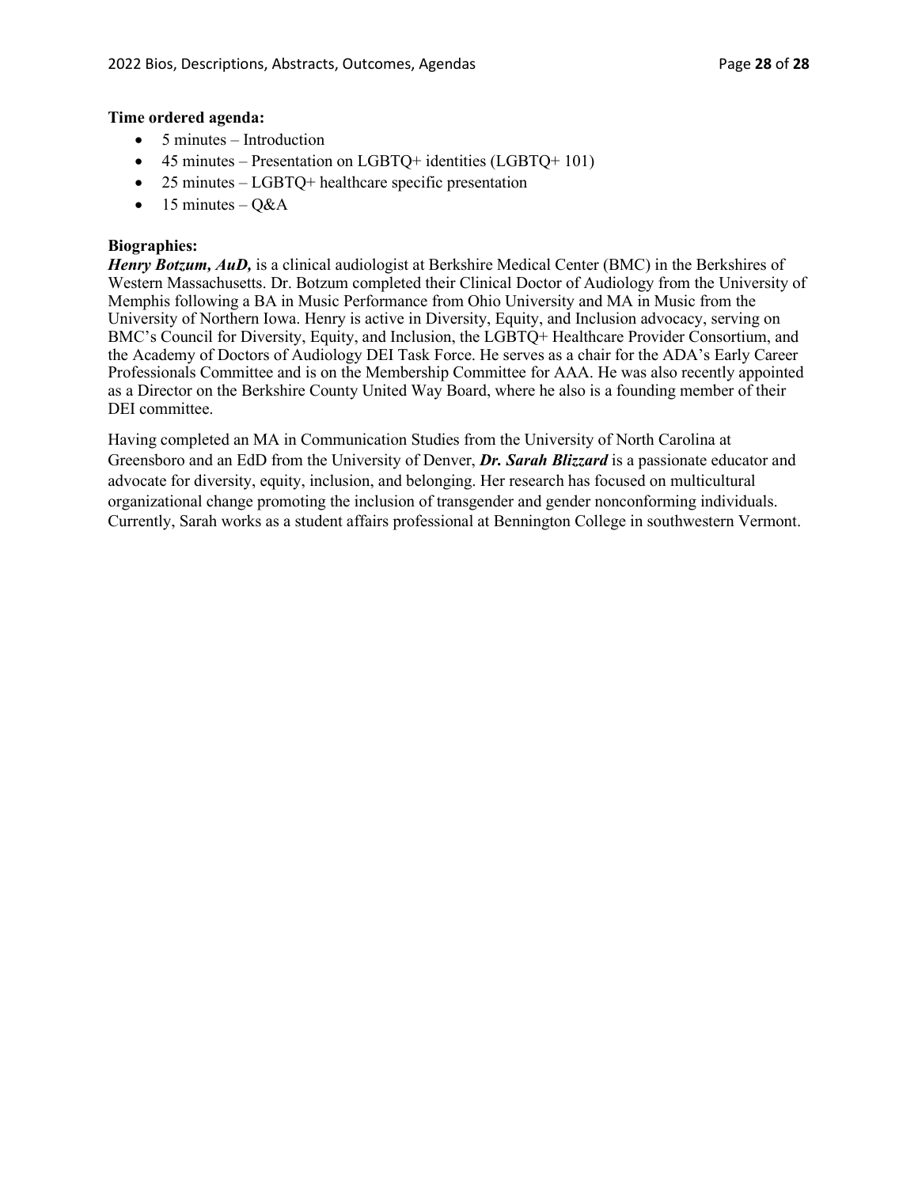**Time ordered agenda:**

- 5 minutes – Introduction
- 45 minutes – Presentation on LGBTQ+ identities (LGBTQ+ 101)
- 25 minutes – LGBTQ+ healthcare specific presentation
- 15 minutes – Q&A

**Biographies:**

***Henry Botzum, AuD,*** is a clinical audiologist at Berkshire Medical Center (BMC) in the Berkshires of Western Massachusetts. Dr. Botzum completed their Clinical Doctor of Audiology from the University of Memphis following a BA in Music Performance from Ohio University and MA in Music from the University of Northern Iowa. Henry is active in Diversity, Equity, and Inclusion advocacy, serving on BMC's Council for Diversity, Equity, and Inclusion, the LGBTQ+ Healthcare Provider Consortium, and the Academy of Doctors of Audiology DEI Task Force. He serves as a chair for the ADA's Early Career Professionals Committee and is on the Membership Committee for AAA. He was also recently appointed as a Director on the Berkshire County United Way Board, where he also is a founding member of their DEI committee.

Having completed an MA in Communication Studies from the University of North Carolina at Greensboro and an EdD from the University of Denver, ***Dr. Sarah Blizzard*** is a passionate educator and advocate for diversity, equity, inclusion, and belonging. Her research has focused on multicultural organizational change promoting the inclusion of transgender and gender nonconforming individuals. Currently, Sarah works as a student affairs professional at Bennington College in southwestern Vermont.